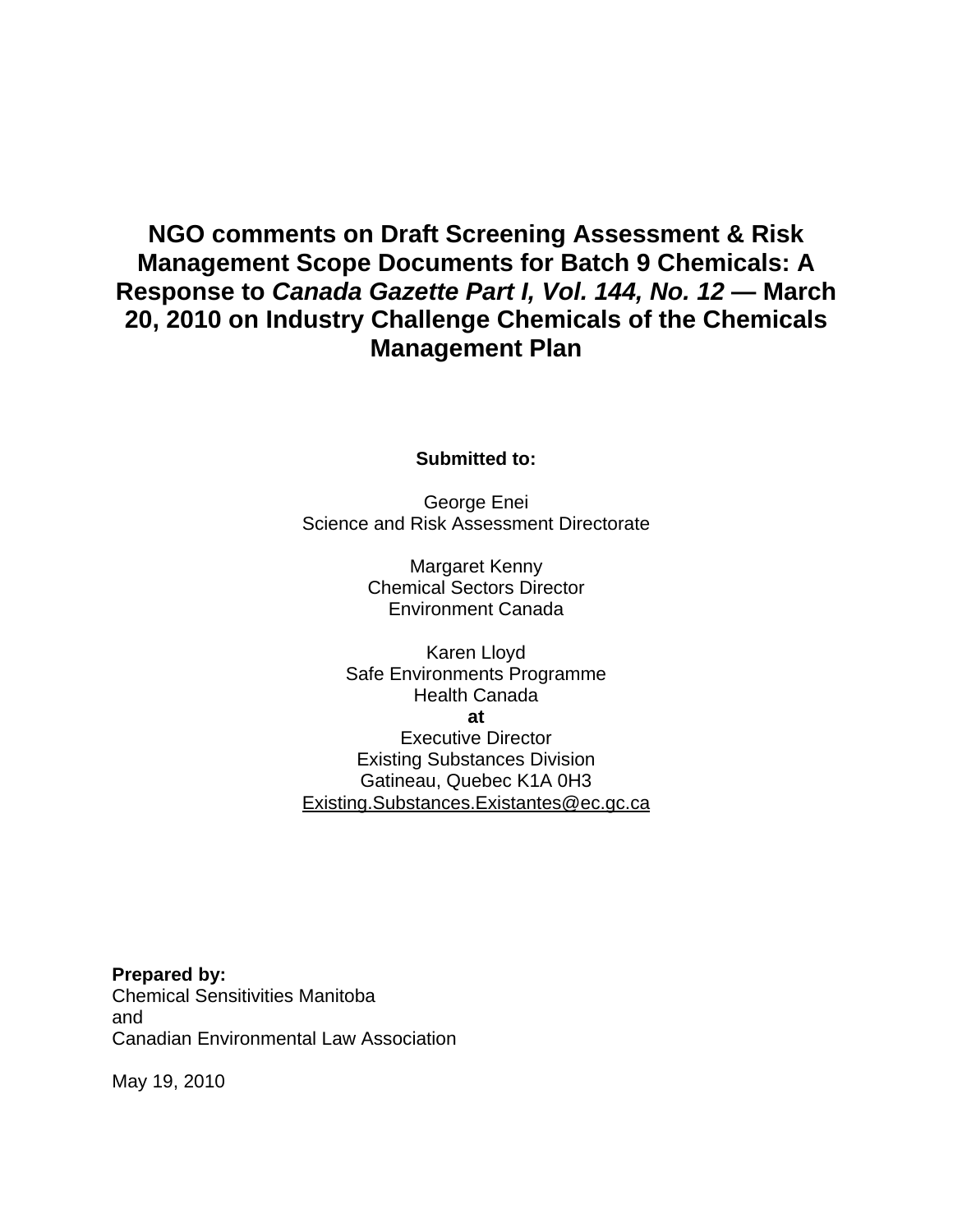# NGO comments on Draft Screening Assessment & Risk Management Scope Documents for Batch 9 Chemicals: A Response to *Canada Gazette Part I, Vol. 144, No. 12* — March 20, 2010 on Industry Challenge Chemicals of the Chemicals Management Plan

**Submitted to:**

George Enei
Science and Risk Assessment Directorate

Margaret Kenny
Chemical Sectors Director
Environment Canada

Karen Lloyd
Safe Environments Programme
Health Canada
**at**
Executive Director
Existing Substances Division
Gatineau, Quebec K1A 0H3
Existing.Substances.Existantes@ec.gc.ca

**Prepared by:**
Chemical Sensitivities Manitoba
and
Canadian Environmental Law Association

May 19, 2010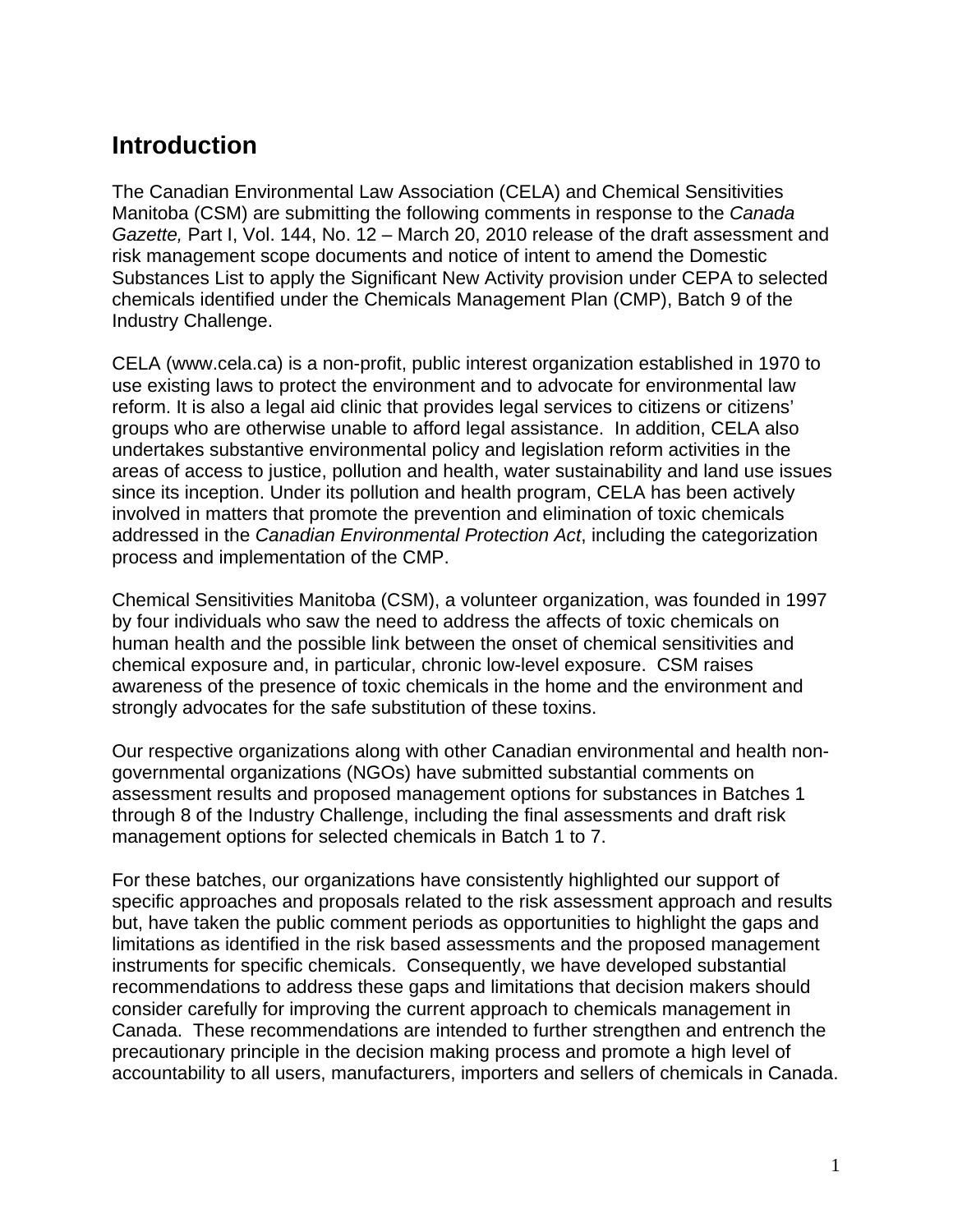## Introduction

The Canadian Environmental Law Association (CELA) and Chemical Sensitivities Manitoba (CSM) are submitting the following comments in response to the *Canada Gazette,* Part I, Vol. 144, No. 12 – March 20, 2010 release of the draft assessment and risk management scope documents and notice of intent to amend the Domestic Substances List to apply the Significant New Activity provision under CEPA to selected chemicals identified under the Chemicals Management Plan (CMP), Batch 9 of the Industry Challenge.

CELA (www.cela.ca) is a non-profit, public interest organization established in 1970 to use existing laws to protect the environment and to advocate for environmental law reform. It is also a legal aid clinic that provides legal services to citizens or citizens' groups who are otherwise unable to afford legal assistance. In addition, CELA also undertakes substantive environmental policy and legislation reform activities in the areas of access to justice, pollution and health, water sustainability and land use issues since its inception. Under its pollution and health program, CELA has been actively involved in matters that promote the prevention and elimination of toxic chemicals addressed in the *Canadian Environmental Protection Act*, including the categorization process and implementation of the CMP.

Chemical Sensitivities Manitoba (CSM), a volunteer organization, was founded in 1997 by four individuals who saw the need to address the affects of toxic chemicals on human health and the possible link between the onset of chemical sensitivities and chemical exposure and, in particular, chronic low-level exposure. CSM raises awareness of the presence of toxic chemicals in the home and the environment and strongly advocates for the safe substitution of these toxins.

Our respective organizations along with other Canadian environmental and health non-governmental organizations (NGOs) have submitted substantial comments on assessment results and proposed management options for substances in Batches 1 through 8 of the Industry Challenge, including the final assessments and draft risk management options for selected chemicals in Batch 1 to 7.

For these batches, our organizations have consistently highlighted our support of specific approaches and proposals related to the risk assessment approach and results but, have taken the public comment periods as opportunities to highlight the gaps and limitations as identified in the risk based assessments and the proposed management instruments for specific chemicals. Consequently, we have developed substantial recommendations to address these gaps and limitations that decision makers should consider carefully for improving the current approach to chemicals management in Canada. These recommendations are intended to further strengthen and entrench the precautionary principle in the decision making process and promote a high level of accountability to all users, manufacturers, importers and sellers of chemicals in Canada.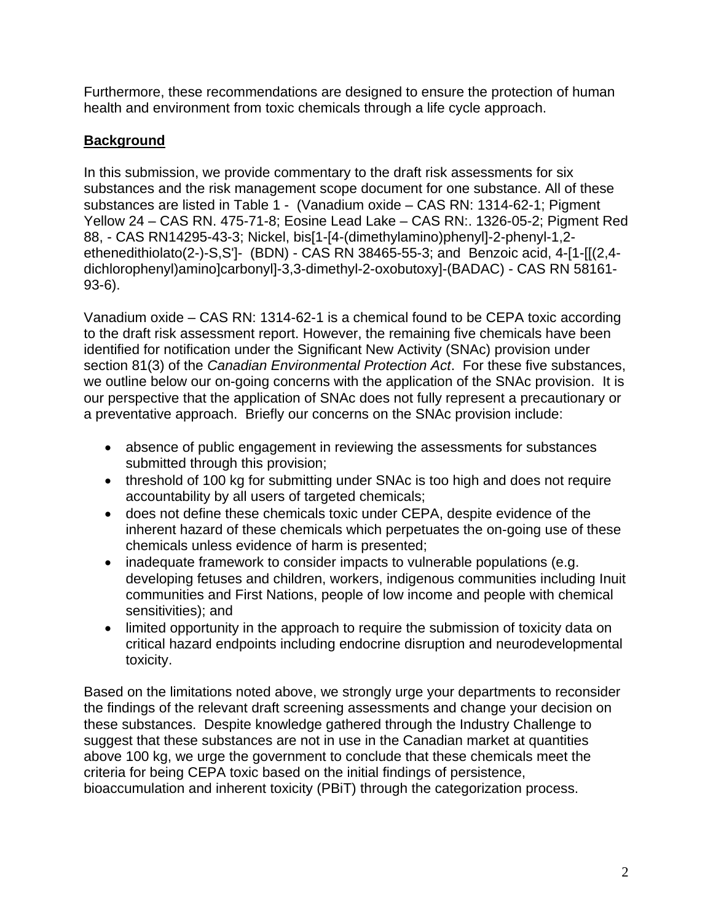Furthermore, these recommendations are designed to ensure the protection of human health and environment from toxic chemicals through a life cycle approach.

## Background

In this submission, we provide commentary to the draft risk assessments for six substances and the risk management scope document for one substance. All of these substances are listed in Table 1 -  (Vanadium oxide – CAS RN: 1314-62-1; Pigment Yellow 24 – CAS RN. 475-71-8; Eosine Lead Lake – CAS RN:. 1326-05-2; Pigment Red 88, - CAS RN14295-43-3; Nickel, bis[1-[4-(dimethylamino)phenyl]-2-phenyl-1,2-ethenedithiolato(2-)-S,S']-  (BDN) - CAS RN 38465-55-3; and  Benzoic acid, 4-[1-[[(2,4-dichlorophenyl)amino]carbonyl]-3,3-dimethyl-2-oxobutoxy]-(BADAC) - CAS RN 58161-93-6).

Vanadium oxide – CAS RN: 1314-62-1 is a chemical found to be CEPA toxic according to the draft risk assessment report. However, the remaining five chemicals have been identified for notification under the Significant New Activity (SNAc) provision under section 81(3) of the *Canadian Environmental Protection Act*.  For these five substances, we outline below our on-going concerns with the application of the SNAc provision.  It is our perspective that the application of SNAc does not fully represent a precautionary or a preventative approach.  Briefly our concerns on the SNAc provision include:

- absence of public engagement in reviewing the assessments for substances submitted through this provision;
- threshold of 100 kg for submitting under SNAc is too high and does not require accountability by all users of targeted chemicals;
- does not define these chemicals toxic under CEPA, despite evidence of the inherent hazard of these chemicals which perpetuates the on-going use of these chemicals unless evidence of harm is presented;
- inadequate framework to consider impacts to vulnerable populations (e.g. developing fetuses and children, workers, indigenous communities including Inuit communities and First Nations, people of low income and people with chemical sensitivities); and
- limited opportunity in the approach to require the submission of toxicity data on critical hazard endpoints including endocrine disruption and neurodevelopmental toxicity.

Based on the limitations noted above, we strongly urge your departments to reconsider the findings of the relevant draft screening assessments and change your decision on these substances.  Despite knowledge gathered through the Industry Challenge to suggest that these substances are not in use in the Canadian market at quantities above 100 kg, we urge the government to conclude that these chemicals meet the criteria for being CEPA toxic based on the initial findings of persistence, bioaccumulation and inherent toxicity (PBiT) through the categorization process.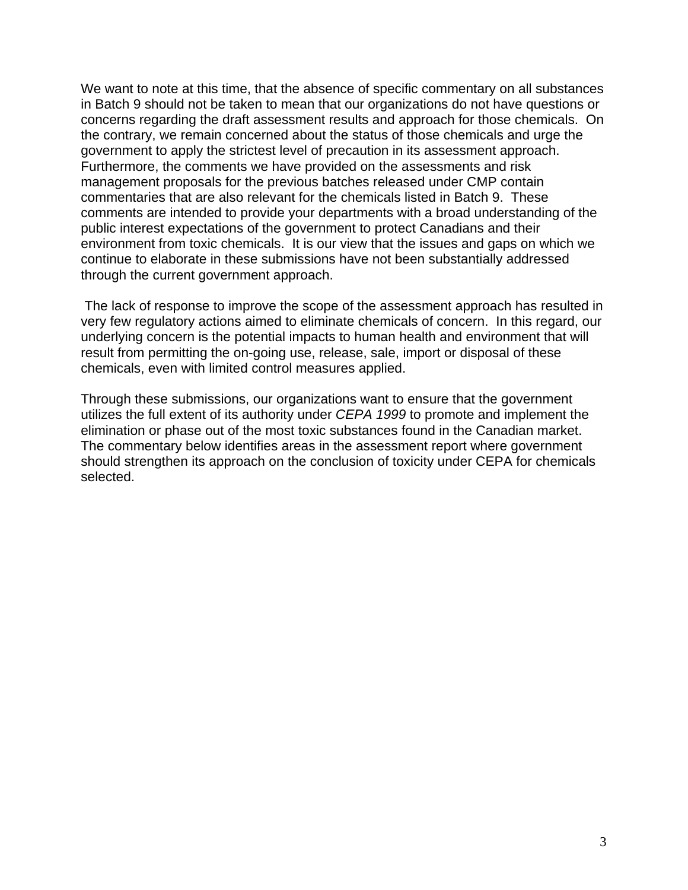We want to note at this time, that the absence of specific commentary on all substances in Batch 9 should not be taken to mean that our organizations do not have questions or concerns regarding the draft assessment results and approach for those chemicals. On the contrary, we remain concerned about the status of those chemicals and urge the government to apply the strictest level of precaution in its assessment approach. Furthermore, the comments we have provided on the assessments and risk management proposals for the previous batches released under CMP contain commentaries that are also relevant for the chemicals listed in Batch 9. These comments are intended to provide your departments with a broad understanding of the public interest expectations of the government to protect Canadians and their environment from toxic chemicals. It is our view that the issues and gaps on which we continue to elaborate in these submissions have not been substantially addressed through the current government approach.

The lack of response to improve the scope of the assessment approach has resulted in very few regulatory actions aimed to eliminate chemicals of concern. In this regard, our underlying concern is the potential impacts to human health and environment that will result from permitting the on-going use, release, sale, import or disposal of these chemicals, even with limited control measures applied.

Through these submissions, our organizations want to ensure that the government utilizes the full extent of its authority under *CEPA 1999* to promote and implement the elimination or phase out of the most toxic substances found in the Canadian market. The commentary below identifies areas in the assessment report where government should strengthen its approach on the conclusion of toxicity under CEPA for chemicals selected.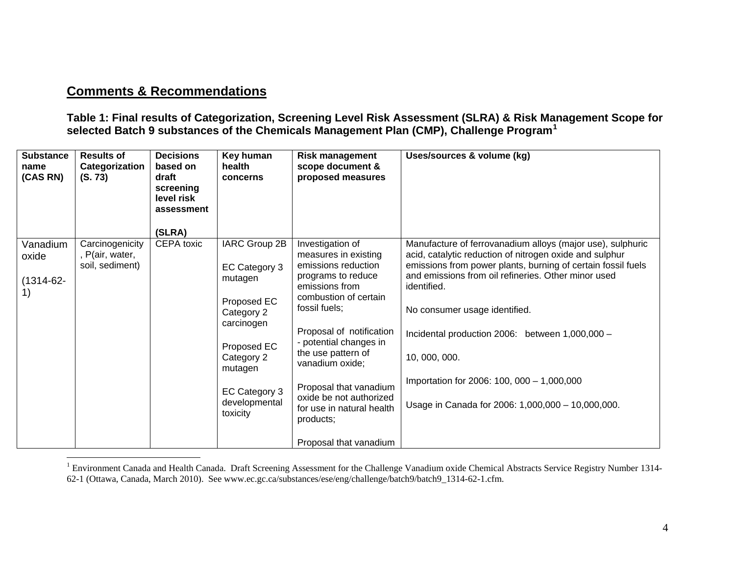## Comments & Recommendations

**Table 1: Final results of Categorization, Screening Level Risk Assessment (SLRA) & Risk Management Scope for selected Batch 9 substances of the Chemicals Management Plan (CMP), Challenge Program[1]**

| Substance name (CAS RN) | Results of Categorization (S. 73) | Decisions based on draft screening level risk assessment (SLRA) | Key human health concerns | Risk management scope document & proposed measures | Uses/sources & volume (kg) |
|---|---|---|---|---|---|
| Vanadium oxide (1314-62-1) | Carcinogenicity, P(air, water, soil, sediment) | CEPA toxic | IARC Group 2B<br><br>EC Category 3 mutagen<br><br>Proposed EC Category 2 carcinogen<br><br>Proposed EC Category 2 mutagen<br><br>EC Category 3 developmental toxicity | Investigation of measures in existing emissions reduction programs to reduce emissions from combustion of certain fossil fuels;<br><br>Proposal of notification - potential changes in the use pattern of vanadium oxide;<br><br>Proposal that vanadium oxide be not authorized for use in natural health products;<br><br>Proposal that vanadium | Manufacture of ferrovanadium alloys (major use), sulphuric acid, catalytic reduction of nitrogen oxide and sulphur emissions from power plants, burning of certain fossil fuels and emissions from oil refineries. Other minor used identified.<br><br>No consumer usage identified.<br><br>Incidental production 2006: between 1,000,000 – 10, 000, 000.<br><br>Importation for 2006: 100, 000 – 1,000,000<br><br>Usage in Canada for 2006: 1,000,000 – 10,000,000. |

[1] Environment Canada and Health Canada. Draft Screening Assessment for the Challenge Vanadium oxide Chemical Abstracts Service Registry Number 1314-62-1 (Ottawa, Canada, March 2010). See www.ec.gc.ca/substances/ese/eng/challenge/batch9/batch9_1314-62-1.cfm.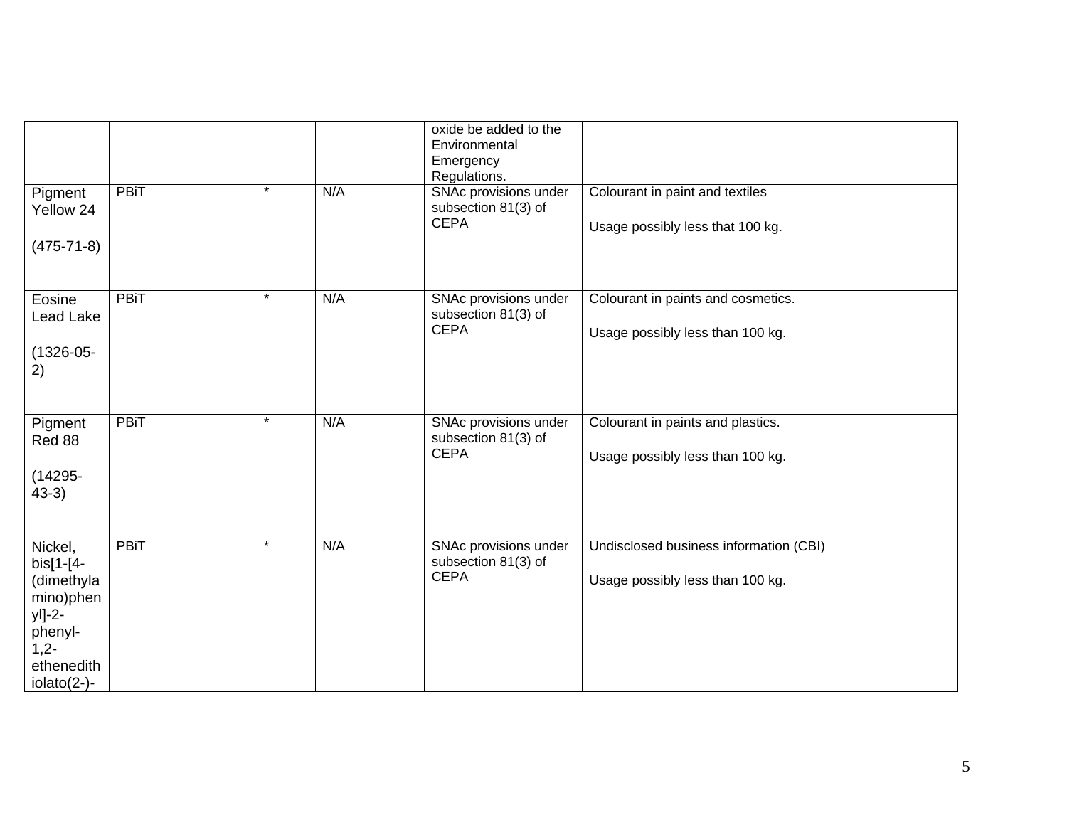| | | | | | |
|---|---|---|---|---|---|
| | | | | oxide be added to the Environmental Emergency Regulations. | |
| Pigment Yellow 24<br><br>(475-71-8) | PBiT | * | N/A | SNAc provisions under subsection 81(3) of CEPA | Colourant in paint and textiles<br><br>Usage possibly less that 100 kg. |
| Eosine Lead Lake<br><br>(1326-05-2) | PBiT | * | N/A | SNAc provisions under subsection 81(3) of CEPA | Colourant in paints and cosmetics.<br><br>Usage possibly less than 100 kg. |
| Pigment Red 88<br><br>(14295-43-3) | PBiT | * | N/A | SNAc provisions under subsection 81(3) of CEPA | Colourant in paints and plastics.<br><br>Usage possibly less than 100 kg. |
| Nickel, bis[1-[4-(dimethylamino)phenyl]-2-phenyl-1,2-ethenedithiolato(2-)- | PBiT | * | N/A | SNAc provisions under subsection 81(3) of CEPA | Undisclosed business information (CBI)<br><br>Usage possibly less than 100 kg. |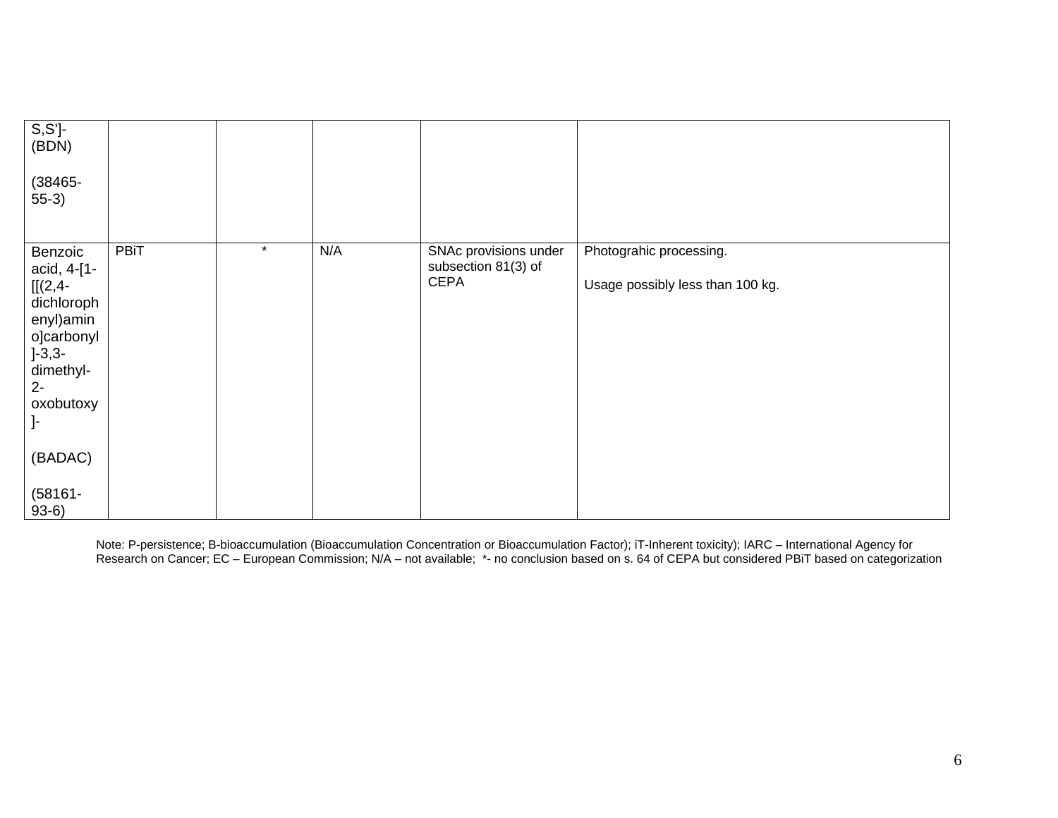| | | | | | |
|---|---|---|---|---|---|
| S,S']- (BDN)<br><br>(38465-55-3) | | | | | |
| Benzoic acid, 4-[1-[[(2,4-dichlorophenyl)amino]carbonyl]-3,3-dimethyl-2-oxobutoxy]-<br><br>(BADAC)<br><br>(58161-93-6) | PBiT | * | N/A | SNAc provisions under subsection 81(3) of CEPA | Photograhic processing.<br><br>Usage possibly less than 100 kg. |

Note: P-persistence; B-bioaccumulation (Bioaccumulation Concentration or Bioaccumulation Factor); iT-Inherent toxicity); IARC – International Agency for Research on Cancer; EC – European Commission; N/A – not available; *- no conclusion based on s. 64 of CEPA but considered PBiT based on categorization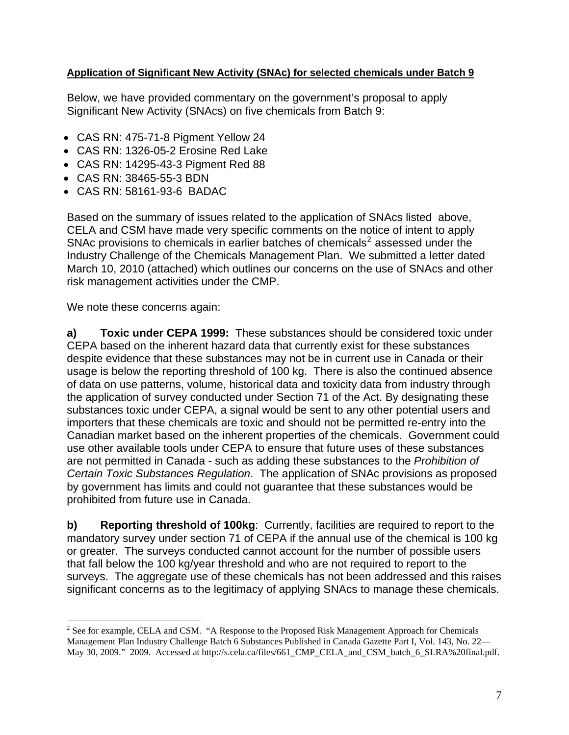**Application of Significant New Activity (SNAc) for selected chemicals under Batch 9**

Below, we have provided commentary on the government's proposal to apply Significant New Activity (SNAcs) on five chemicals from Batch 9:

- CAS RN: 475-71-8 Pigment Yellow 24
- CAS RN: 1326-05-2 Erosine Red Lake
- CAS RN: 14295-43-3 Pigment Red 88
- CAS RN: 38465-55-3 BDN
- CAS RN: 58161-93-6 BADAC

Based on the summary of issues related to the application of SNAcs listed above, CELA and CSM have made very specific comments on the notice of intent to apply SNAc provisions to chemicals in earlier batches of chemicals[2] assessed under the Industry Challenge of the Chemicals Management Plan. We submitted a letter dated March 10, 2010 (attached) which outlines our concerns on the use of SNAcs and other risk management activities under the CMP.

We note these concerns again:

**a) Toxic under CEPA 1999:** These substances should be considered toxic under CEPA based on the inherent hazard data that currently exist for these substances despite evidence that these substances may not be in current use in Canada or their usage is below the reporting threshold of 100 kg. There is also the continued absence of data on use patterns, volume, historical data and toxicity data from industry through the application of survey conducted under Section 71 of the Act. By designating these substances toxic under CEPA, a signal would be sent to any other potential users and importers that these chemicals are toxic and should not be permitted re-entry into the Canadian market based on the inherent properties of the chemicals. Government could use other available tools under CEPA to ensure that future uses of these substances are not permitted in Canada - such as adding these substances to the *Prohibition of Certain Toxic Substances Regulation*. The application of SNAc provisions as proposed by government has limits and could not guarantee that these substances would be prohibited from future use in Canada.

**b) Reporting threshold of 100kg**: Currently, facilities are required to report to the mandatory survey under section 71 of CEPA if the annual use of the chemical is 100 kg or greater. The surveys conducted cannot account for the number of possible users that fall below the 100 kg/year threshold and who are not required to report to the surveys. The aggregate use of these chemicals has not been addressed and this raises significant concerns as to the legitimacy of applying SNAcs to manage these chemicals.

---

[2] See for example, CELA and CSM. "A Response to the Proposed Risk Management Approach for Chemicals Management Plan Industry Challenge Batch 6 Substances Published in Canada Gazette Part I, Vol. 143, No. 22—May 30, 2009." 2009. Accessed at http://s.cela.ca/files/661_CMP_CELA_and_CSM_batch_6_SLRA%20final.pdf.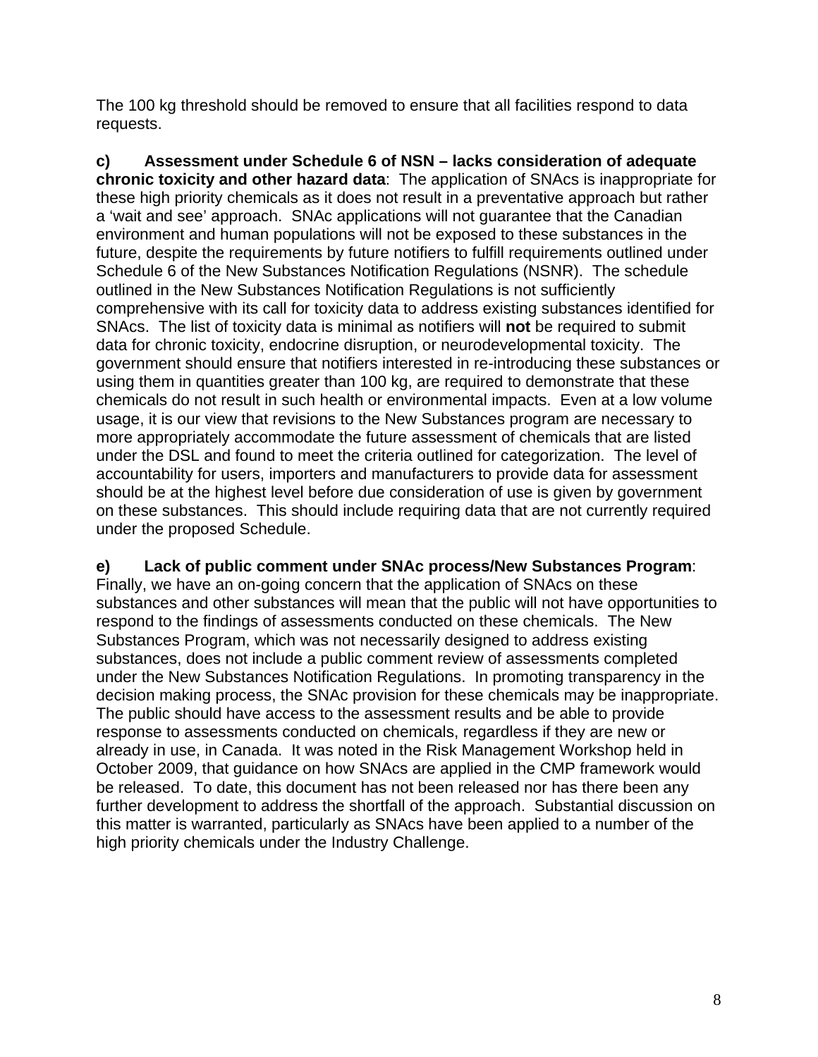The 100 kg threshold should be removed to ensure that all facilities respond to data requests.

**c) Assessment under Schedule 6 of NSN – lacks consideration of adequate chronic toxicity and other hazard data**: The application of SNAcs is inappropriate for these high priority chemicals as it does not result in a preventative approach but rather a 'wait and see' approach. SNAc applications will not guarantee that the Canadian environment and human populations will not be exposed to these substances in the future, despite the requirements by future notifiers to fulfill requirements outlined under Schedule 6 of the New Substances Notification Regulations (NSNR). The schedule outlined in the New Substances Notification Regulations is not sufficiently comprehensive with its call for toxicity data to address existing substances identified for SNAcs. The list of toxicity data is minimal as notifiers will **not** be required to submit data for chronic toxicity, endocrine disruption, or neurodevelopmental toxicity. The government should ensure that notifiers interested in re-introducing these substances or using them in quantities greater than 100 kg, are required to demonstrate that these chemicals do not result in such health or environmental impacts. Even at a low volume usage, it is our view that revisions to the New Substances program are necessary to more appropriately accommodate the future assessment of chemicals that are listed under the DSL and found to meet the criteria outlined for categorization. The level of accountability for users, importers and manufacturers to provide data for assessment should be at the highest level before due consideration of use is given by government on these substances. This should include requiring data that are not currently required under the proposed Schedule.

**e) Lack of public comment under SNAc process/New Substances Program**: Finally, we have an on-going concern that the application of SNAcs on these substances and other substances will mean that the public will not have opportunities to respond to the findings of assessments conducted on these chemicals. The New Substances Program, which was not necessarily designed to address existing substances, does not include a public comment review of assessments completed under the New Substances Notification Regulations. In promoting transparency in the decision making process, the SNAc provision for these chemicals may be inappropriate. The public should have access to the assessment results and be able to provide response to assessments conducted on chemicals, regardless if they are new or already in use, in Canada. It was noted in the Risk Management Workshop held in October 2009, that guidance on how SNAcs are applied in the CMP framework would be released. To date, this document has not been released nor has there been any further development to address the shortfall of the approach. Substantial discussion on this matter is warranted, particularly as SNAcs have been applied to a number of the high priority chemicals under the Industry Challenge.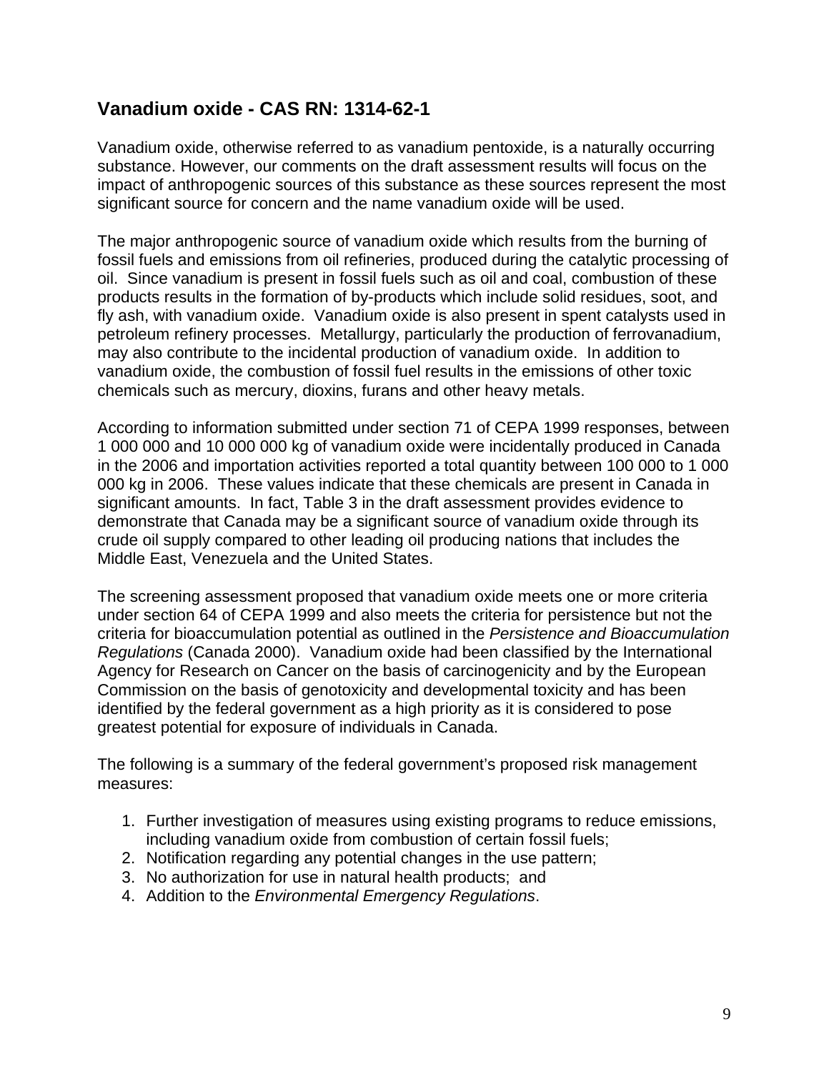## Vanadium oxide - CAS RN: 1314-62-1

Vanadium oxide, otherwise referred to as vanadium pentoxide, is a naturally occurring substance. However, our comments on the draft assessment results will focus on the impact of anthropogenic sources of this substance as these sources represent the most significant source for concern and the name vanadium oxide will be used.

The major anthropogenic source of vanadium oxide which results from the burning of fossil fuels and emissions from oil refineries, produced during the catalytic processing of oil. Since vanadium is present in fossil fuels such as oil and coal, combustion of these products results in the formation of by-products which include solid residues, soot, and fly ash, with vanadium oxide. Vanadium oxide is also present in spent catalysts used in petroleum refinery processes. Metallurgy, particularly the production of ferrovanadium, may also contribute to the incidental production of vanadium oxide. In addition to vanadium oxide, the combustion of fossil fuel results in the emissions of other toxic chemicals such as mercury, dioxins, furans and other heavy metals.

According to information submitted under section 71 of CEPA 1999 responses, between 1 000 000 and 10 000 000 kg of vanadium oxide were incidentally produced in Canada in the 2006 and importation activities reported a total quantity between 100 000 to 1 000 000 kg in 2006. These values indicate that these chemicals are present in Canada in significant amounts. In fact, Table 3 in the draft assessment provides evidence to demonstrate that Canada may be a significant source of vanadium oxide through its crude oil supply compared to other leading oil producing nations that includes the Middle East, Venezuela and the United States.

The screening assessment proposed that vanadium oxide meets one or more criteria under section 64 of CEPA 1999 and also meets the criteria for persistence but not the criteria for bioaccumulation potential as outlined in the *Persistence and Bioaccumulation Regulations* (Canada 2000). Vanadium oxide had been classified by the International Agency for Research on Cancer on the basis of carcinogenicity and by the European Commission on the basis of genotoxicity and developmental toxicity and has been identified by the federal government as a high priority as it is considered to pose greatest potential for exposure of individuals in Canada.

The following is a summary of the federal government's proposed risk management measures:

1. Further investigation of measures using existing programs to reduce emissions, including vanadium oxide from combustion of certain fossil fuels;
2. Notification regarding any potential changes in the use pattern;
3. No authorization for use in natural health products; and
4. Addition to the *Environmental Emergency Regulations*.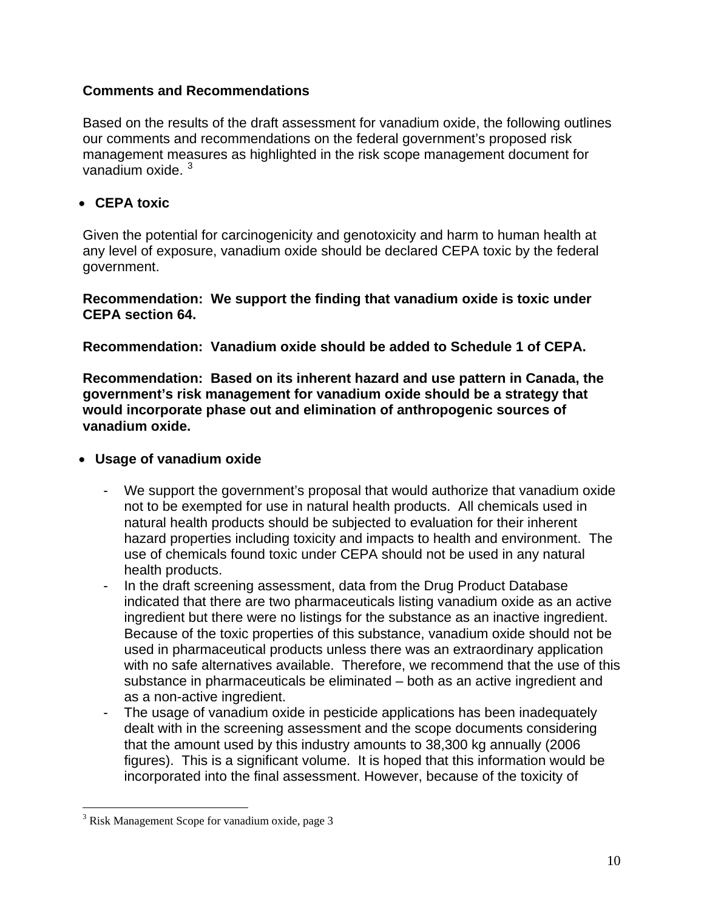**Comments and Recommendations**

Based on the results of the draft assessment for vanadium oxide, the following outlines our comments and recommendations on the federal government's proposed risk management measures as highlighted in the risk scope management document for vanadium oxide. [3]

- **CEPA toxic**

Given the potential for carcinogenicity and genotoxicity and harm to human health at any level of exposure, vanadium oxide should be declared CEPA toxic by the federal government.

**Recommendation: We support the finding that vanadium oxide is toxic under CEPA section 64.**

**Recommendation: Vanadium oxide should be added to Schedule 1 of CEPA.**

**Recommendation: Based on its inherent hazard and use pattern in Canada, the government's risk management for vanadium oxide should be a strategy that would incorporate phase out and elimination of anthropogenic sources of vanadium oxide.**

- **Usage of vanadium oxide**

    - We support the government's proposal that would authorize that vanadium oxide not to be exempted for use in natural health products. All chemicals used in natural health products should be subjected to evaluation for their inherent hazard properties including toxicity and impacts to health and environment. The use of chemicals found toxic under CEPA should not be used in any natural health products.
    - In the draft screening assessment, data from the Drug Product Database indicated that there are two pharmaceuticals listing vanadium oxide as an active ingredient but there were no listings for the substance as an inactive ingredient. Because of the toxic properties of this substance, vanadium oxide should not be used in pharmaceutical products unless there was an extraordinary application with no safe alternatives available. Therefore, we recommend that the use of this substance in pharmaceuticals be eliminated – both as an active ingredient and as a non-active ingredient.
    - The usage of vanadium oxide in pesticide applications has been inadequately dealt with in the screening assessment and the scope documents considering that the amount used by this industry amounts to 38,300 kg annually (2006 figures). This is a significant volume. It is hoped that this information would be incorporated into the final assessment. However, because of the toxicity of

[3] Risk Management Scope for vanadium oxide, page 3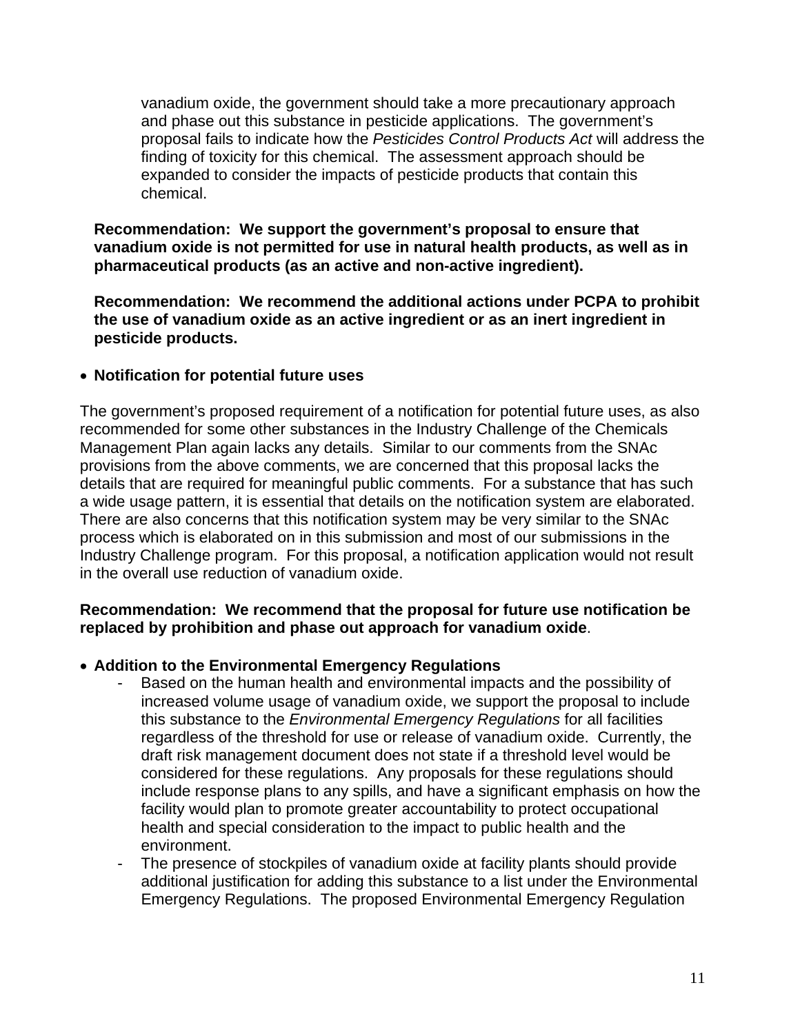vanadium oxide, the government should take a more precautionary approach and phase out this substance in pesticide applications. The government's proposal fails to indicate how the *Pesticides Control Products Act* will address the finding of toxicity for this chemical. The assessment approach should be expanded to consider the impacts of pesticide products that contain this chemical.

**Recommendation: We support the government's proposal to ensure that vanadium oxide is not permitted for use in natural health products, as well as in pharmaceutical products (as an active and non-active ingredient).**

**Recommendation: We recommend the additional actions under PCPA to prohibit the use of vanadium oxide as an active ingredient or as an inert ingredient in pesticide products.**

- **Notification for potential future uses**

The government's proposed requirement of a notification for potential future uses, as also recommended for some other substances in the Industry Challenge of the Chemicals Management Plan again lacks any details. Similar to our comments from the SNAc provisions from the above comments, we are concerned that this proposal lacks the details that are required for meaningful public comments. For a substance that has such a wide usage pattern, it is essential that details on the notification system are elaborated. There are also concerns that this notification system may be very similar to the SNAc process which is elaborated on in this submission and most of our submissions in the Industry Challenge program. For this proposal, a notification application would not result in the overall use reduction of vanadium oxide.

**Recommendation: We recommend that the proposal for future use notification be replaced by prohibition and phase out approach for vanadium oxide**.

- **Addition to the Environmental Emergency Regulations**
  - Based on the human health and environmental impacts and the possibility of increased volume usage of vanadium oxide, we support the proposal to include this substance to the *Environmental Emergency Regulations* for all facilities regardless of the threshold for use or release of vanadium oxide. Currently, the draft risk management document does not state if a threshold level would be considered for these regulations. Any proposals for these regulations should include response plans to any spills, and have a significant emphasis on how the facility would plan to promote greater accountability to protect occupational health and special consideration to the impact to public health and the environment.
  - The presence of stockpiles of vanadium oxide at facility plants should provide additional justification for adding this substance to a list under the Environmental Emergency Regulations. The proposed Environmental Emergency Regulation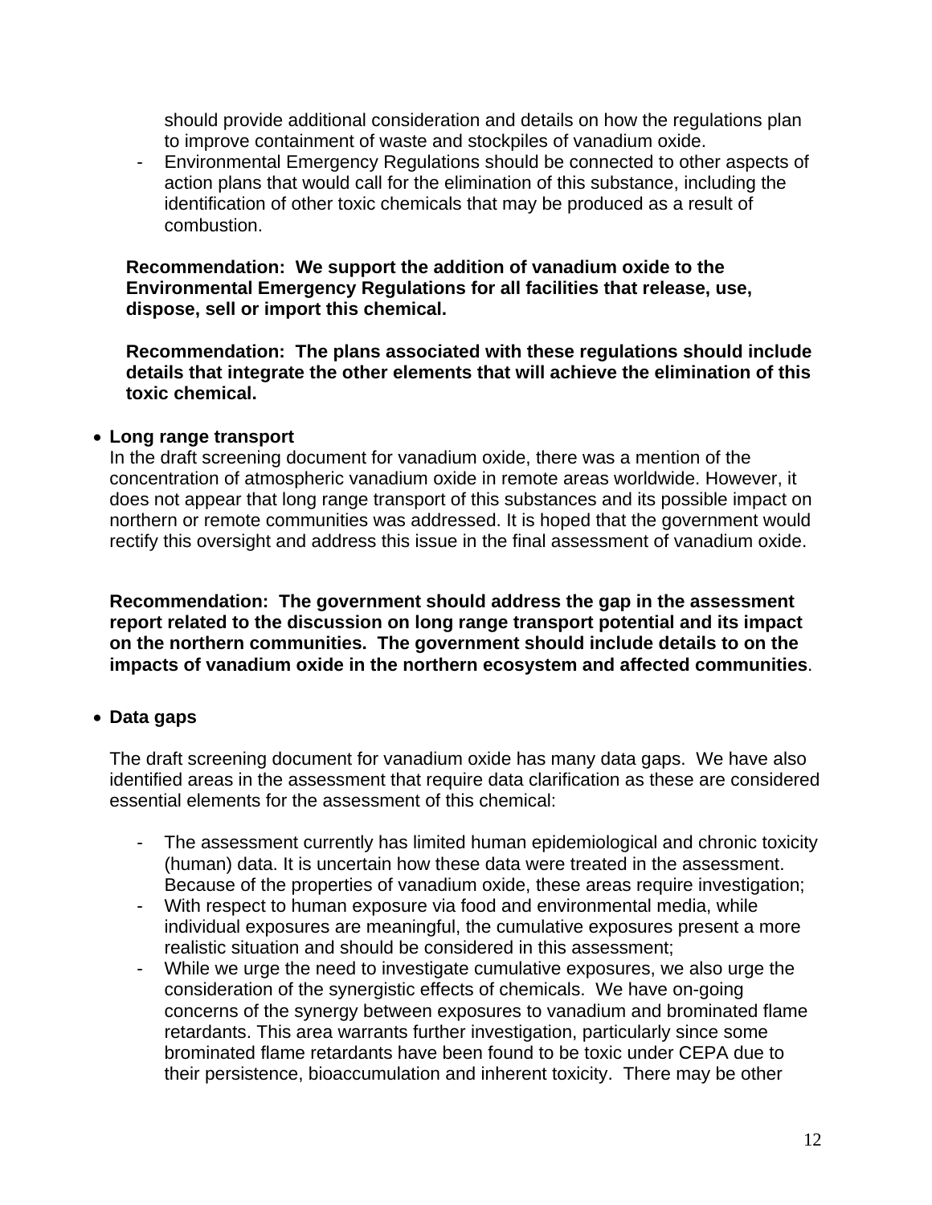should provide additional consideration and details on how the regulations plan to improve containment of waste and stockpiles of vanadium oxide.

- Environmental Emergency Regulations should be connected to other aspects of action plans that would call for the elimination of this substance, including the identification of other toxic chemicals that may be produced as a result of combustion.

**Recommendation: We support the addition of vanadium oxide to the Environmental Emergency Regulations for all facilities that release, use, dispose, sell or import this chemical.**

**Recommendation: The plans associated with these regulations should include details that integrate the other elements that will achieve the elimination of this toxic chemical.**

- **Long range transport**

In the draft screening document for vanadium oxide, there was a mention of the concentration of atmospheric vanadium oxide in remote areas worldwide. However, it does not appear that long range transport of this substances and its possible impact on northern or remote communities was addressed. It is hoped that the government would rectify this oversight and address this issue in the final assessment of vanadium oxide.

**Recommendation: The government should address the gap in the assessment report related to the discussion on long range transport potential and its impact on the northern communities. The government should include details to on the impacts of vanadium oxide in the northern ecosystem and affected communities**.

- **Data gaps**

The draft screening document for vanadium oxide has many data gaps. We have also identified areas in the assessment that require data clarification as these are considered essential elements for the assessment of this chemical:

- The assessment currently has limited human epidemiological and chronic toxicity (human) data. It is uncertain how these data were treated in the assessment. Because of the properties of vanadium oxide, these areas require investigation;
- With respect to human exposure via food and environmental media, while individual exposures are meaningful, the cumulative exposures present a more realistic situation and should be considered in this assessment;
- While we urge the need to investigate cumulative exposures, we also urge the consideration of the synergistic effects of chemicals. We have on-going concerns of the synergy between exposures to vanadium and brominated flame retardants. This area warrants further investigation, particularly since some brominated flame retardants have been found to be toxic under CEPA due to their persistence, bioaccumulation and inherent toxicity. There may be other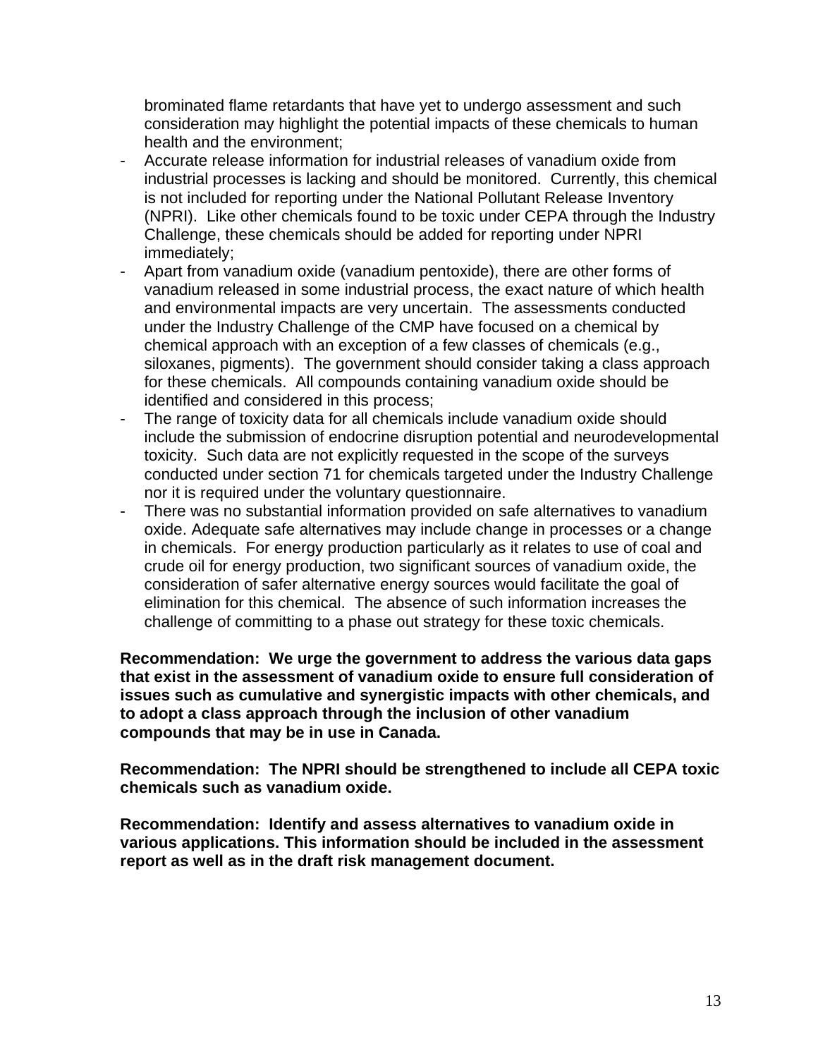brominated flame retardants that have yet to undergo assessment and such consideration may highlight the potential impacts of these chemicals to human health and the environment;

- Accurate release information for industrial releases of vanadium oxide from industrial processes is lacking and should be monitored. Currently, this chemical is not included for reporting under the National Pollutant Release Inventory (NPRI). Like other chemicals found to be toxic under CEPA through the Industry Challenge, these chemicals should be added for reporting under NPRI immediately;
- Apart from vanadium oxide (vanadium pentoxide), there are other forms of vanadium released in some industrial process, the exact nature of which health and environmental impacts are very uncertain. The assessments conducted under the Industry Challenge of the CMP have focused on a chemical by chemical approach with an exception of a few classes of chemicals (e.g., siloxanes, pigments). The government should consider taking a class approach for these chemicals. All compounds containing vanadium oxide should be identified and considered in this process;
- The range of toxicity data for all chemicals include vanadium oxide should include the submission of endocrine disruption potential and neurodevelopmental toxicity. Such data are not explicitly requested in the scope of the surveys conducted under section 71 for chemicals targeted under the Industry Challenge nor it is required under the voluntary questionnaire.
- There was no substantial information provided on safe alternatives to vanadium oxide. Adequate safe alternatives may include change in processes or a change in chemicals. For energy production particularly as it relates to use of coal and crude oil for energy production, two significant sources of vanadium oxide, the consideration of safer alternative energy sources would facilitate the goal of elimination for this chemical. The absence of such information increases the challenge of committing to a phase out strategy for these toxic chemicals.

**Recommendation: We urge the government to address the various data gaps that exist in the assessment of vanadium oxide to ensure full consideration of issues such as cumulative and synergistic impacts with other chemicals, and to adopt a class approach through the inclusion of other vanadium compounds that may be in use in Canada.**

**Recommendation: The NPRI should be strengthened to include all CEPA toxic chemicals such as vanadium oxide.**

**Recommendation: Identify and assess alternatives to vanadium oxide in various applications. This information should be included in the assessment report as well as in the draft risk management document.**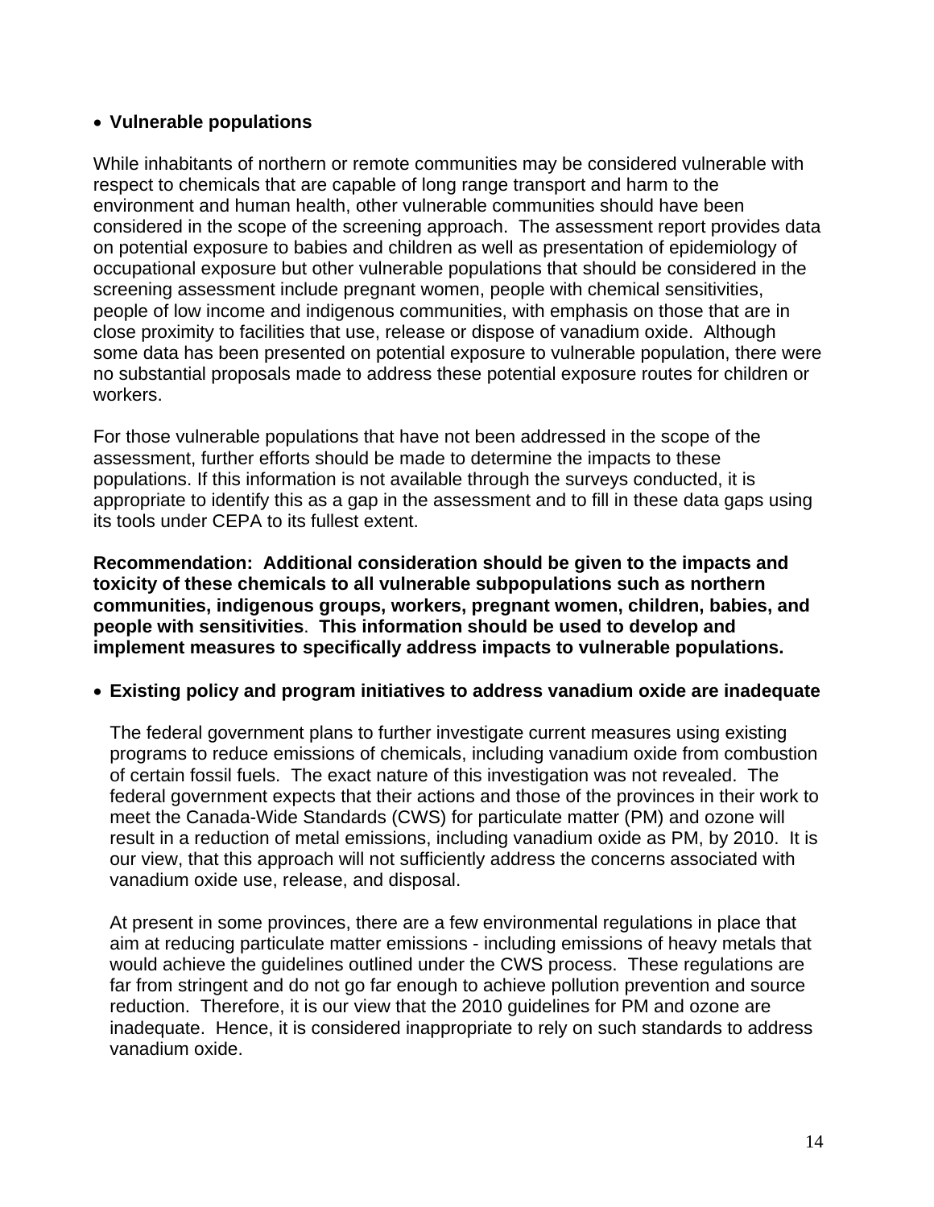- **Vulnerable populations**

While inhabitants of northern or remote communities may be considered vulnerable with respect to chemicals that are capable of long range transport and harm to the environment and human health, other vulnerable communities should have been considered in the scope of the screening approach. The assessment report provides data on potential exposure to babies and children as well as presentation of epidemiology of occupational exposure but other vulnerable populations that should be considered in the screening assessment include pregnant women, people with chemical sensitivities, people of low income and indigenous communities, with emphasis on those that are in close proximity to facilities that use, release or dispose of vanadium oxide. Although some data has been presented on potential exposure to vulnerable population, there were no substantial proposals made to address these potential exposure routes for children or workers.

For those vulnerable populations that have not been addressed in the scope of the assessment, further efforts should be made to determine the impacts to these populations. If this information is not available through the surveys conducted, it is appropriate to identify this as a gap in the assessment and to fill in these data gaps using its tools under CEPA to its fullest extent.

**Recommendation: Additional consideration should be given to the impacts and toxicity of these chemicals to all vulnerable subpopulations such as northern communities, indigenous groups, workers, pregnant women, children, babies, and people with sensitivities. This information should be used to develop and implement measures to specifically address impacts to vulnerable populations.**

- **Existing policy and program initiatives to address vanadium oxide are inadequate**

  The federal government plans to further investigate current measures using existing programs to reduce emissions of chemicals, including vanadium oxide from combustion of certain fossil fuels. The exact nature of this investigation was not revealed. The federal government expects that their actions and those of the provinces in their work to meet the Canada-Wide Standards (CWS) for particulate matter (PM) and ozone will result in a reduction of metal emissions, including vanadium oxide as PM, by 2010. It is our view, that this approach will not sufficiently address the concerns associated with vanadium oxide use, release, and disposal.

  At present in some provinces, there are a few environmental regulations in place that aim at reducing particulate matter emissions - including emissions of heavy metals that would achieve the guidelines outlined under the CWS process. These regulations are far from stringent and do not go far enough to achieve pollution prevention and source reduction. Therefore, it is our view that the 2010 guidelines for PM and ozone are inadequate. Hence, it is considered inappropriate to rely on such standards to address vanadium oxide.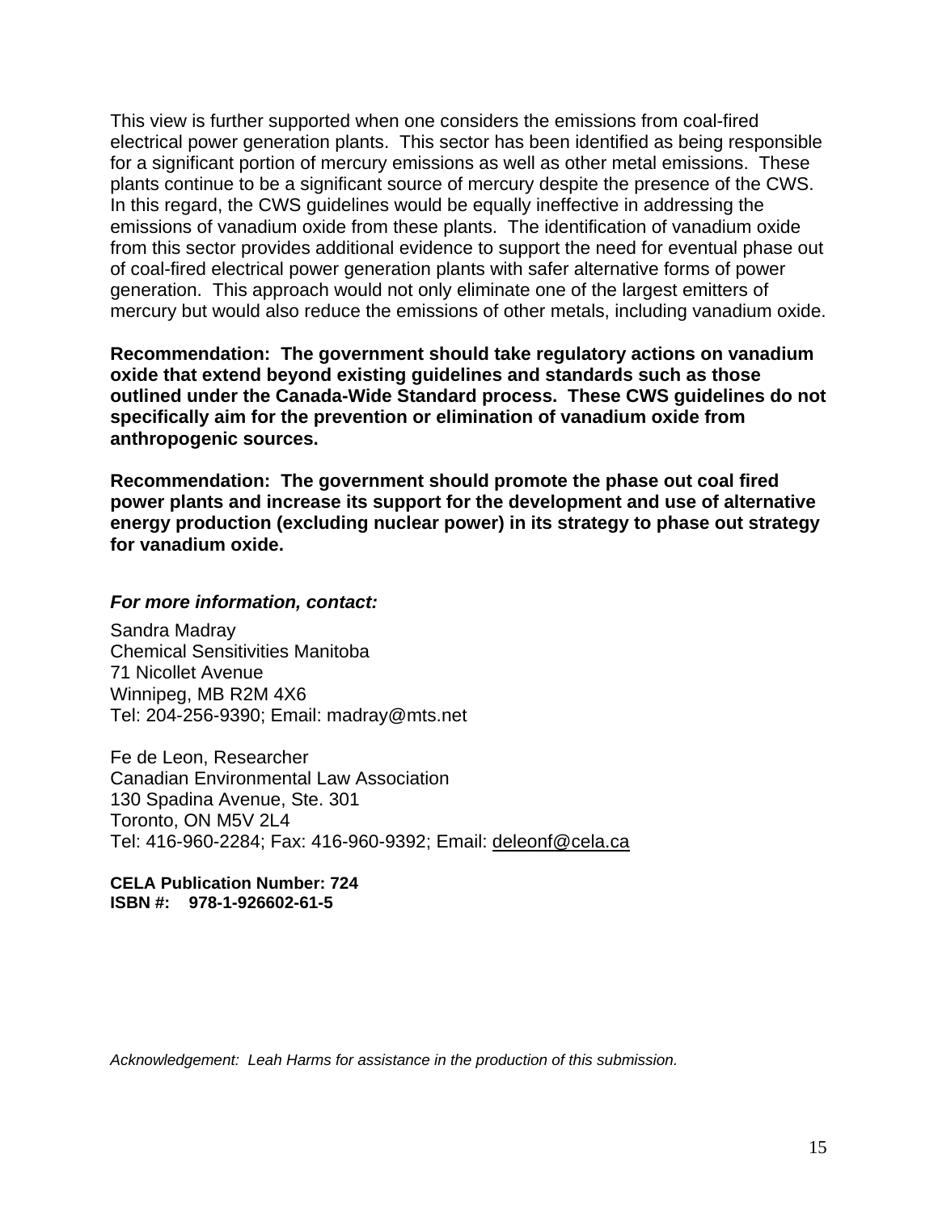This view is further supported when one considers the emissions from coal-fired electrical power generation plants. This sector has been identified as being responsible for a significant portion of mercury emissions as well as other metal emissions. These plants continue to be a significant source of mercury despite the presence of the CWS. In this regard, the CWS guidelines would be equally ineffective in addressing the emissions of vanadium oxide from these plants. The identification of vanadium oxide from this sector provides additional evidence to support the need for eventual phase out of coal-fired electrical power generation plants with safer alternative forms of power generation. This approach would not only eliminate one of the largest emitters of mercury but would also reduce the emissions of other metals, including vanadium oxide.

**Recommendation: The government should take regulatory actions on vanadium oxide that extend beyond existing guidelines and standards such as those outlined under the Canada-Wide Standard process. These CWS guidelines do not specifically aim for the prevention or elimination of vanadium oxide from anthropogenic sources.**

**Recommendation: The government should promote the phase out coal fired power plants and increase its support for the development and use of alternative energy production (excluding nuclear power) in its strategy to phase out strategy for vanadium oxide.**

***For more information, contact:***

Sandra Madray
Chemical Sensitivities Manitoba
71 Nicollet Avenue
Winnipeg, MB R2M 4X6
Tel: 204-256-9390; Email: madray@mts.net

Fe de Leon, Researcher
Canadian Environmental Law Association
130 Spadina Avenue, Ste. 301
Toronto, ON M5V 2L4
Tel: 416-960-2284; Fax: 416-960-9392; Email: deleonf@cela.ca

**CELA Publication Number: 724**
**ISBN #: 978-1-926602-61-5**

*Acknowledgement: Leah Harms for assistance in the production of this submission.*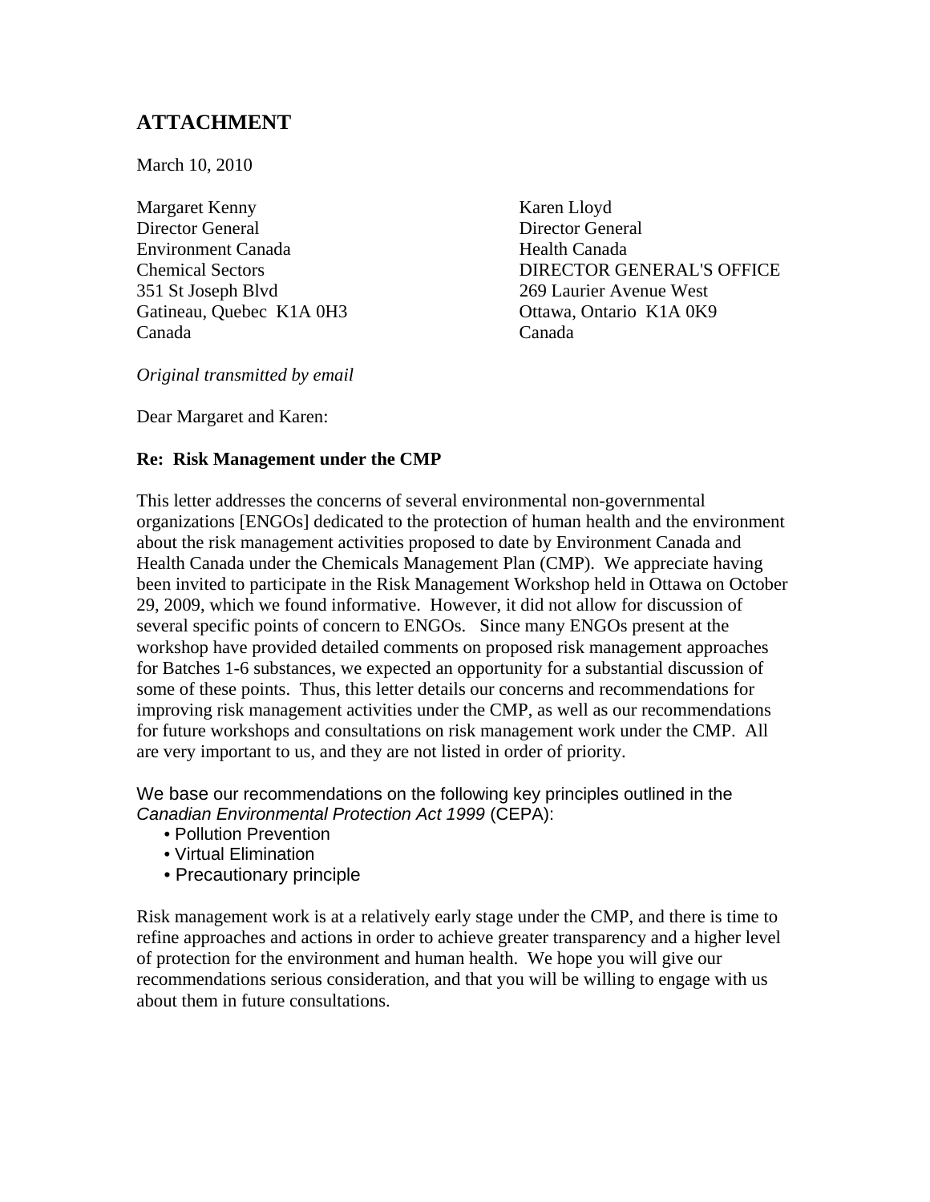## ATTACHMENT

March 10, 2010

Margaret Kenny
Director General
Environment Canada
Chemical Sectors
351 St Joseph Blvd
Gatineau, Quebec K1A 0H3
Canada

Karen Lloyd
Director General
Health Canada
DIRECTOR GENERAL'S OFFICE
269 Laurier Avenue West
Ottawa, Ontario K1A 0K9
Canada

*Original transmitted by email*

Dear Margaret and Karen:

**Re: Risk Management under the CMP**

This letter addresses the concerns of several environmental non-governmental organizations [ENGOs] dedicated to the protection of human health and the environment about the risk management activities proposed to date by Environment Canada and Health Canada under the Chemicals Management Plan (CMP). We appreciate having been invited to participate in the Risk Management Workshop held in Ottawa on October 29, 2009, which we found informative. However, it did not allow for discussion of several specific points of concern to ENGOs. Since many ENGOs present at the workshop have provided detailed comments on proposed risk management approaches for Batches 1-6 substances, we expected an opportunity for a substantial discussion of some of these points. Thus, this letter details our concerns and recommendations for improving risk management activities under the CMP, as well as our recommendations for future workshops and consultations on risk management work under the CMP. All are very important to us, and they are not listed in order of priority.

We base our recommendations on the following key principles outlined in the *Canadian Environmental Protection Act 1999* (CEPA):

- Pollution Prevention
- Virtual Elimination
- Precautionary principle

Risk management work is at a relatively early stage under the CMP, and there is time to refine approaches and actions in order to achieve greater transparency and a higher level of protection for the environment and human health. We hope you will give our recommendations serious consideration, and that you will be willing to engage with us about them in future consultations.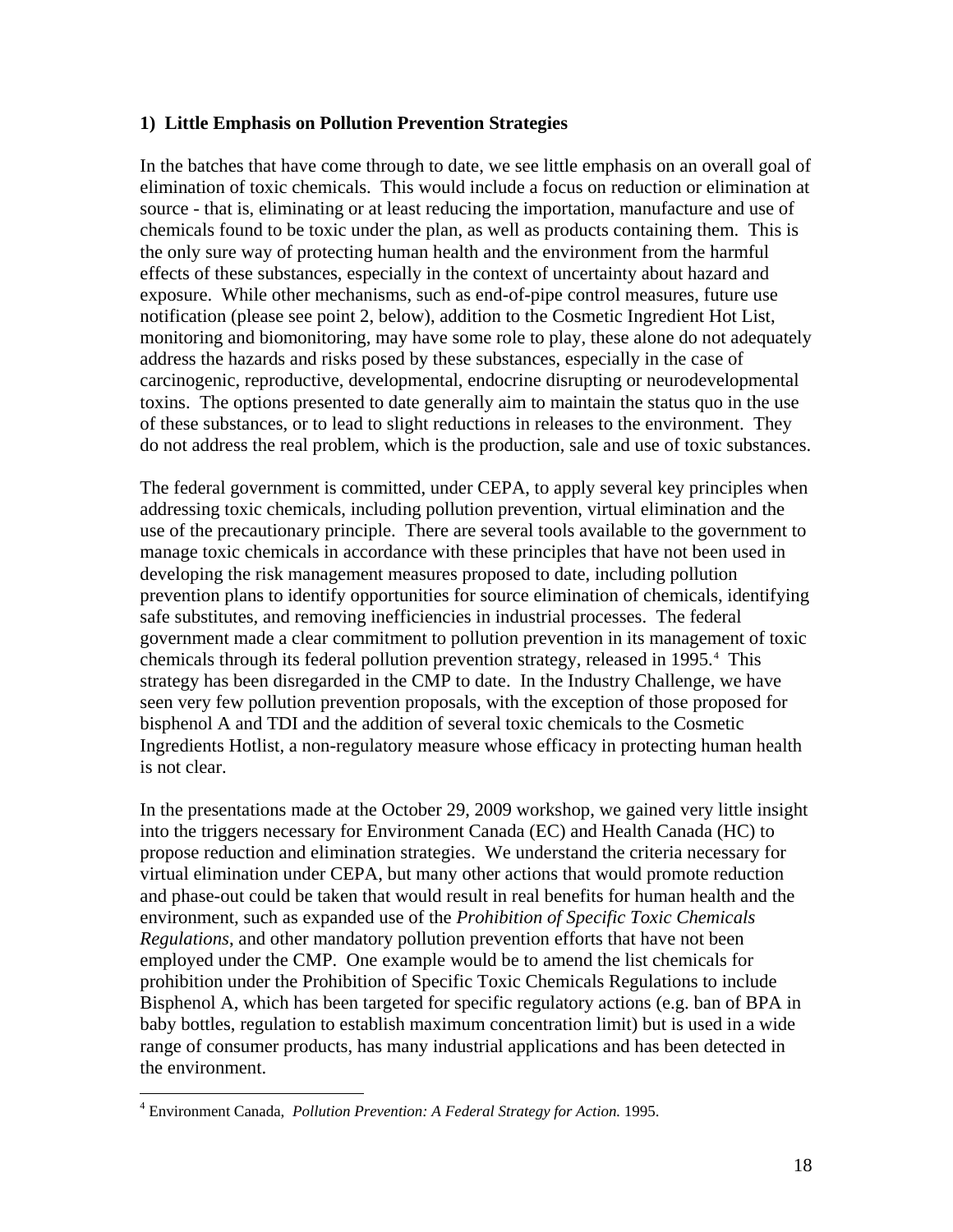### 1) Little Emphasis on Pollution Prevention Strategies

In the batches that have come through to date, we see little emphasis on an overall goal of elimination of toxic chemicals. This would include a focus on reduction or elimination at source - that is, eliminating or at least reducing the importation, manufacture and use of chemicals found to be toxic under the plan, as well as products containing them. This is the only sure way of protecting human health and the environment from the harmful effects of these substances, especially in the context of uncertainty about hazard and exposure. While other mechanisms, such as end-of-pipe control measures, future use notification (please see point 2, below), addition to the Cosmetic Ingredient Hot List, monitoring and biomonitoring, may have some role to play, these alone do not adequately address the hazards and risks posed by these substances, especially in the case of carcinogenic, reproductive, developmental, endocrine disrupting or neurodevelopmental toxins. The options presented to date generally aim to maintain the status quo in the use of these substances, or to lead to slight reductions in releases to the environment. They do not address the real problem, which is the production, sale and use of toxic substances.

The federal government is committed, under CEPA, to apply several key principles when addressing toxic chemicals, including pollution prevention, virtual elimination and the use of the precautionary principle. There are several tools available to the government to manage toxic chemicals in accordance with these principles that have not been used in developing the risk management measures proposed to date, including pollution prevention plans to identify opportunities for source elimination of chemicals, identifying safe substitutes, and removing inefficiencies in industrial processes. The federal government made a clear commitment to pollution prevention in its management of toxic chemicals through its federal pollution prevention strategy, released in 1995.[4] This strategy has been disregarded in the CMP to date. In the Industry Challenge, we have seen very few pollution prevention proposals, with the exception of those proposed for bisphenol A and TDI and the addition of several toxic chemicals to the Cosmetic Ingredients Hotlist, a non-regulatory measure whose efficacy in protecting human health is not clear.

In the presentations made at the October 29, 2009 workshop, we gained very little insight into the triggers necessary for Environment Canada (EC) and Health Canada (HC) to propose reduction and elimination strategies. We understand the criteria necessary for virtual elimination under CEPA, but many other actions that would promote reduction and phase-out could be taken that would result in real benefits for human health and the environment, such as expanded use of the *Prohibition of Specific Toxic Chemicals Regulations*, and other mandatory pollution prevention efforts that have not been employed under the CMP. One example would be to amend the list chemicals for prohibition under the Prohibition of Specific Toxic Chemicals Regulations to include Bisphenol A, which has been targeted for specific regulatory actions (e.g. ban of BPA in baby bottles, regulation to establish maximum concentration limit) but is used in a wide range of consumer products, has many industrial applications and has been detected in the environment.

---

[4] Environment Canada, *Pollution Prevention: A Federal Strategy for Action.* 1995.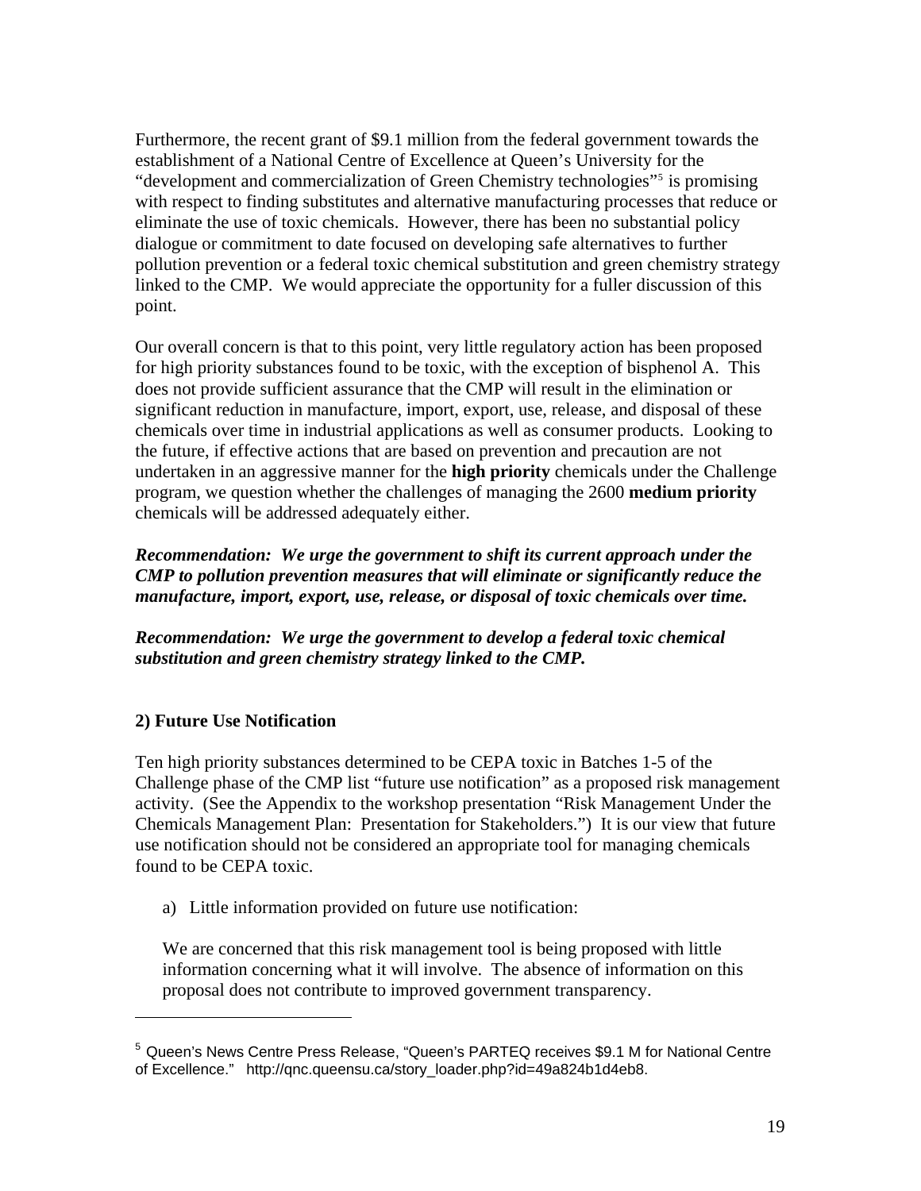Furthermore, the recent grant of $9.1 million from the federal government towards the establishment of a National Centre of Excellence at Queen's University for the "development and commercialization of Green Chemistry technologies"[5] is promising with respect to finding substitutes and alternative manufacturing processes that reduce or eliminate the use of toxic chemicals. However, there has been no substantial policy dialogue or commitment to date focused on developing safe alternatives to further pollution prevention or a federal toxic chemical substitution and green chemistry strategy linked to the CMP. We would appreciate the opportunity for a fuller discussion of this point.

Our overall concern is that to this point, very little regulatory action has been proposed for high priority substances found to be toxic, with the exception of bisphenol A. This does not provide sufficient assurance that the CMP will result in the elimination or significant reduction in manufacture, import, export, use, release, and disposal of these chemicals over time in industrial applications as well as consumer products. Looking to the future, if effective actions that are based on prevention and precaution are not undertaken in an aggressive manner for the **high priority** chemicals under the Challenge program, we question whether the challenges of managing the 2600 **medium priority** chemicals will be addressed adequately either.

***Recommendation: We urge the government to shift its current approach under the CMP to pollution prevention measures that will eliminate or significantly reduce the manufacture, import, export, use, release, or disposal of toxic chemicals over time.***

***Recommendation: We urge the government to develop a federal toxic chemical substitution and green chemistry strategy linked to the CMP.***

### 2) Future Use Notification

Ten high priority substances determined to be CEPA toxic in Batches 1-5 of the Challenge phase of the CMP list "future use notification" as a proposed risk management activity. (See the Appendix to the workshop presentation "Risk Management Under the Chemicals Management Plan: Presentation for Stakeholders.") It is our view that future use notification should not be considered an appropriate tool for managing chemicals found to be CEPA toxic.

a) Little information provided on future use notification:

We are concerned that this risk management tool is being proposed with little information concerning what it will involve. The absence of information on this proposal does not contribute to improved government transparency.

---

[5] Queen's News Centre Press Release, "Queen's PARTEQ receives $9.1 M for National Centre of Excellence." http://qnc.queensu.ca/story_loader.php?id=49a824b1d4eb8.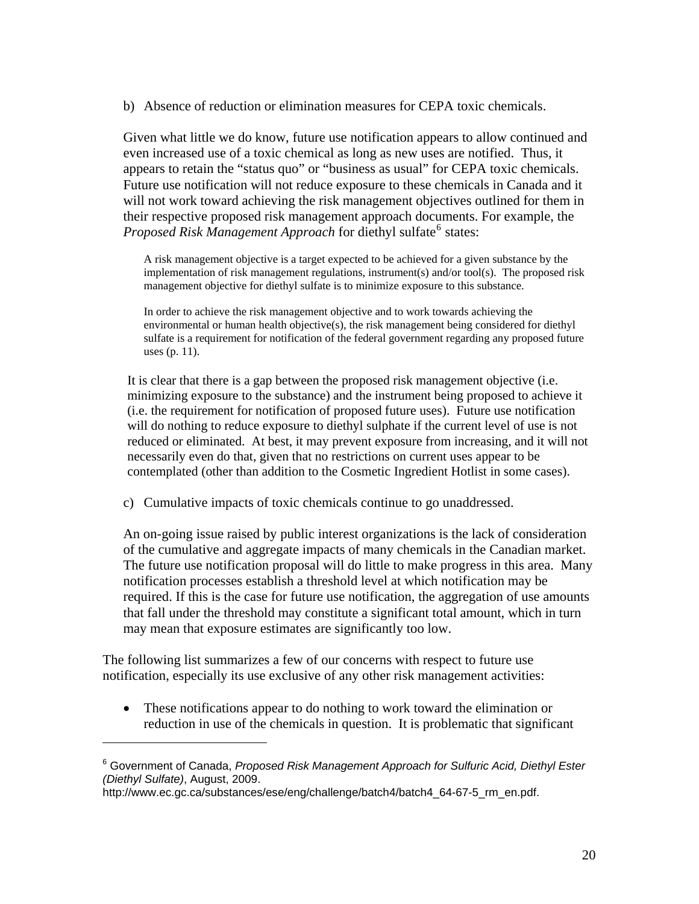b) Absence of reduction or elimination measures for CEPA toxic chemicals.

Given what little we do know, future use notification appears to allow continued and even increased use of a toxic chemical as long as new uses are notified. Thus, it appears to retain the "status quo" or "business as usual" for CEPA toxic chemicals. Future use notification will not reduce exposure to these chemicals in Canada and it will not work toward achieving the risk management objectives outlined for them in their respective proposed risk management approach documents. For example, the *Proposed Risk Management Approach* for diethyl sulfate[6] states:

> A risk management objective is a target expected to be achieved for a given substance by the implementation of risk management regulations, instrument(s) and/or tool(s). The proposed risk management objective for diethyl sulfate is to minimize exposure to this substance.
>
> In order to achieve the risk management objective and to work towards achieving the environmental or human health objective(s), the risk management being considered for diethyl sulfate is a requirement for notification of the federal government regarding any proposed future uses (p. 11).

It is clear that there is a gap between the proposed risk management objective (i.e. minimizing exposure to the substance) and the instrument being proposed to achieve it (i.e. the requirement for notification of proposed future uses). Future use notification will do nothing to reduce exposure to diethyl sulphate if the current level of use is not reduced or eliminated. At best, it may prevent exposure from increasing, and it will not necessarily even do that, given that no restrictions on current uses appear to be contemplated (other than addition to the Cosmetic Ingredient Hotlist in some cases).

c) Cumulative impacts of toxic chemicals continue to go unaddressed.

An on-going issue raised by public interest organizations is the lack of consideration of the cumulative and aggregate impacts of many chemicals in the Canadian market. The future use notification proposal will do little to make progress in this area. Many notification processes establish a threshold level at which notification may be required. If this is the case for future use notification, the aggregation of use amounts that fall under the threshold may constitute a significant total amount, which in turn may mean that exposure estimates are significantly too low.

The following list summarizes a few of our concerns with respect to future use notification, especially its use exclusive of any other risk management activities:

- These notifications appear to do nothing to work toward the elimination or reduction in use of the chemicals in question. It is problematic that significant

---

[6] Government of Canada, *Proposed Risk Management Approach for Sulfuric Acid, Diethyl Ester (Diethyl Sulfate)*, August, 2009. http://www.ec.gc.ca/substances/ese/eng/challenge/batch4/batch4_64-67-5_rm_en.pdf.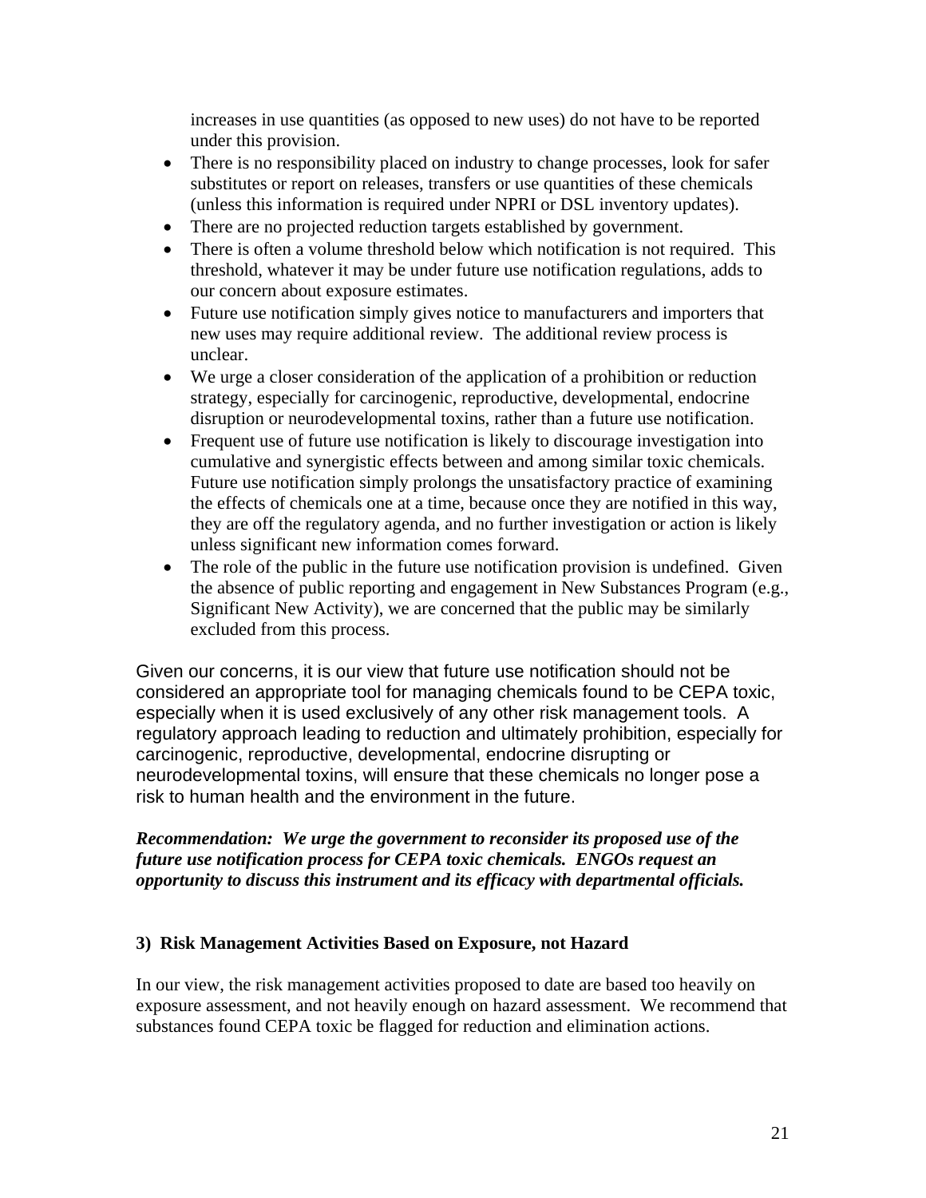increases in use quantities (as opposed to new uses) do not have to be reported under this provision.

- There is no responsibility placed on industry to change processes, look for safer substitutes or report on releases, transfers or use quantities of these chemicals (unless this information is required under NPRI or DSL inventory updates).
- There are no projected reduction targets established by government.
- There is often a volume threshold below which notification is not required. This threshold, whatever it may be under future use notification regulations, adds to our concern about exposure estimates.
- Future use notification simply gives notice to manufacturers and importers that new uses may require additional review. The additional review process is unclear.
- We urge a closer consideration of the application of a prohibition or reduction strategy, especially for carcinogenic, reproductive, developmental, endocrine disruption or neurodevelopmental toxins, rather than a future use notification.
- Frequent use of future use notification is likely to discourage investigation into cumulative and synergistic effects between and among similar toxic chemicals. Future use notification simply prolongs the unsatisfactory practice of examining the effects of chemicals one at a time, because once they are notified in this way, they are off the regulatory agenda, and no further investigation or action is likely unless significant new information comes forward.
- The role of the public in the future use notification provision is undefined. Given the absence of public reporting and engagement in New Substances Program (e.g., Significant New Activity), we are concerned that the public may be similarly excluded from this process.

Given our concerns, it is our view that future use notification should not be considered an appropriate tool for managing chemicals found to be CEPA toxic, especially when it is used exclusively of any other risk management tools. A regulatory approach leading to reduction and ultimately prohibition, especially for carcinogenic, reproductive, developmental, endocrine disrupting or neurodevelopmental toxins, will ensure that these chemicals no longer pose a risk to human health and the environment in the future.

***Recommendation: We urge the government to reconsider its proposed use of the future use notification process for CEPA toxic chemicals. ENGOs request an opportunity to discuss this instrument and its efficacy with departmental officials.***

### 3) Risk Management Activities Based on Exposure, not Hazard

In our view, the risk management activities proposed to date are based too heavily on exposure assessment, and not heavily enough on hazard assessment. We recommend that substances found CEPA toxic be flagged for reduction and elimination actions.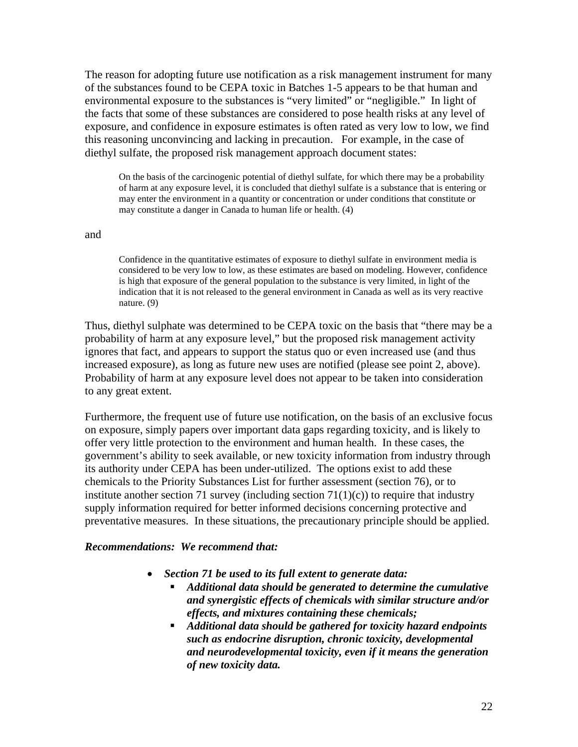The reason for adopting future use notification as a risk management instrument for many of the substances found to be CEPA toxic in Batches 1-5 appears to be that human and environmental exposure to the substances is "very limited" or "negligible." In light of the facts that some of these substances are considered to pose health risks at any level of exposure, and confidence in exposure estimates is often rated as very low to low, we find this reasoning unconvincing and lacking in precaution. For example, in the case of diethyl sulfate, the proposed risk management approach document states:

> On the basis of the carcinogenic potential of diethyl sulfate, for which there may be a probability of harm at any exposure level, it is concluded that diethyl sulfate is a substance that is entering or may enter the environment in a quantity or concentration or under conditions that constitute or may constitute a danger in Canada to human life or health. (4)

and

> Confidence in the quantitative estimates of exposure to diethyl sulfate in environment media is considered to be very low to low, as these estimates are based on modeling. However, confidence is high that exposure of the general population to the substance is very limited, in light of the indication that it is not released to the general environment in Canada as well as its very reactive nature. (9)

Thus, diethyl sulphate was determined to be CEPA toxic on the basis that "there may be a probability of harm at any exposure level," but the proposed risk management activity ignores that fact, and appears to support the status quo or even increased use (and thus increased exposure), as long as future new uses are notified (please see point 2, above). Probability of harm at any exposure level does not appear to be taken into consideration to any great extent.

Furthermore, the frequent use of future use notification, on the basis of an exclusive focus on exposure, simply papers over important data gaps regarding toxicity, and is likely to offer very little protection to the environment and human health. In these cases, the government's ability to seek available, or new toxicity information from industry through its authority under CEPA has been under-utilized. The options exist to add these chemicals to the Priority Substances List for further assessment (section 76), or to institute another section 71 survey (including section 71(1)(c)) to require that industry supply information required for better informed decisions concerning protective and preventative measures. In these situations, the precautionary principle should be applied.

***Recommendations: We recommend that:***

- ***Section 71 be used to its full extent to generate data:***
  - ***Additional data should be generated to determine the cumulative and synergistic effects of chemicals with similar structure and/or effects, and mixtures containing these chemicals;***
  - ***Additional data should be gathered for toxicity hazard endpoints such as endocrine disruption, chronic toxicity, developmental and neurodevelopmental toxicity, even if it means the generation of new toxicity data.***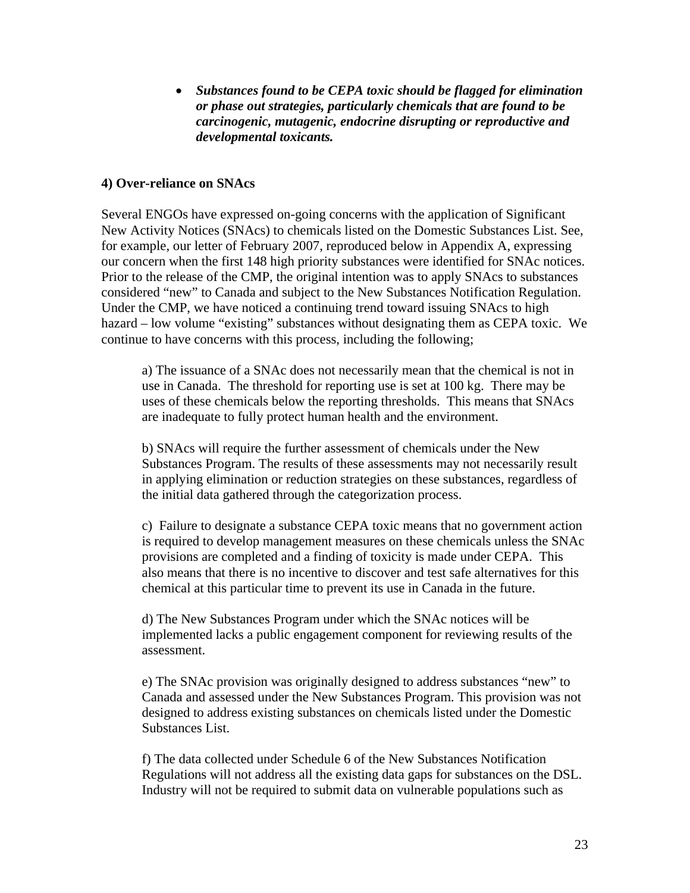- ***Substances found to be CEPA toxic should be flagged for elimination or phase out strategies, particularly chemicals that are found to be carcinogenic, mutagenic, endocrine disrupting or reproductive and developmental toxicants.***

**4) Over-reliance on SNAcs**

Several ENGOs have expressed on-going concerns with the application of Significant New Activity Notices (SNAcs) to chemicals listed on the Domestic Substances List. See, for example, our letter of February 2007, reproduced below in Appendix A, expressing our concern when the first 148 high priority substances were identified for SNAc notices. Prior to the release of the CMP, the original intention was to apply SNAcs to substances considered "new" to Canada and subject to the New Substances Notification Regulation. Under the CMP, we have noticed a continuing trend toward issuing SNAcs to high hazard – low volume "existing" substances without designating them as CEPA toxic. We continue to have concerns with this process, including the following;

a) The issuance of a SNAc does not necessarily mean that the chemical is not in use in Canada. The threshold for reporting use is set at 100 kg. There may be uses of these chemicals below the reporting thresholds. This means that SNAcs are inadequate to fully protect human health and the environment.

b) SNAcs will require the further assessment of chemicals under the New Substances Program. The results of these assessments may not necessarily result in applying elimination or reduction strategies on these substances, regardless of the initial data gathered through the categorization process.

c) Failure to designate a substance CEPA toxic means that no government action is required to develop management measures on these chemicals unless the SNAc provisions are completed and a finding of toxicity is made under CEPA. This also means that there is no incentive to discover and test safe alternatives for this chemical at this particular time to prevent its use in Canada in the future.

d) The New Substances Program under which the SNAc notices will be implemented lacks a public engagement component for reviewing results of the assessment.

e) The SNAc provision was originally designed to address substances "new" to Canada and assessed under the New Substances Program. This provision was not designed to address existing substances on chemicals listed under the Domestic Substances List.

f) The data collected under Schedule 6 of the New Substances Notification Regulations will not address all the existing data gaps for substances on the DSL. Industry will not be required to submit data on vulnerable populations such as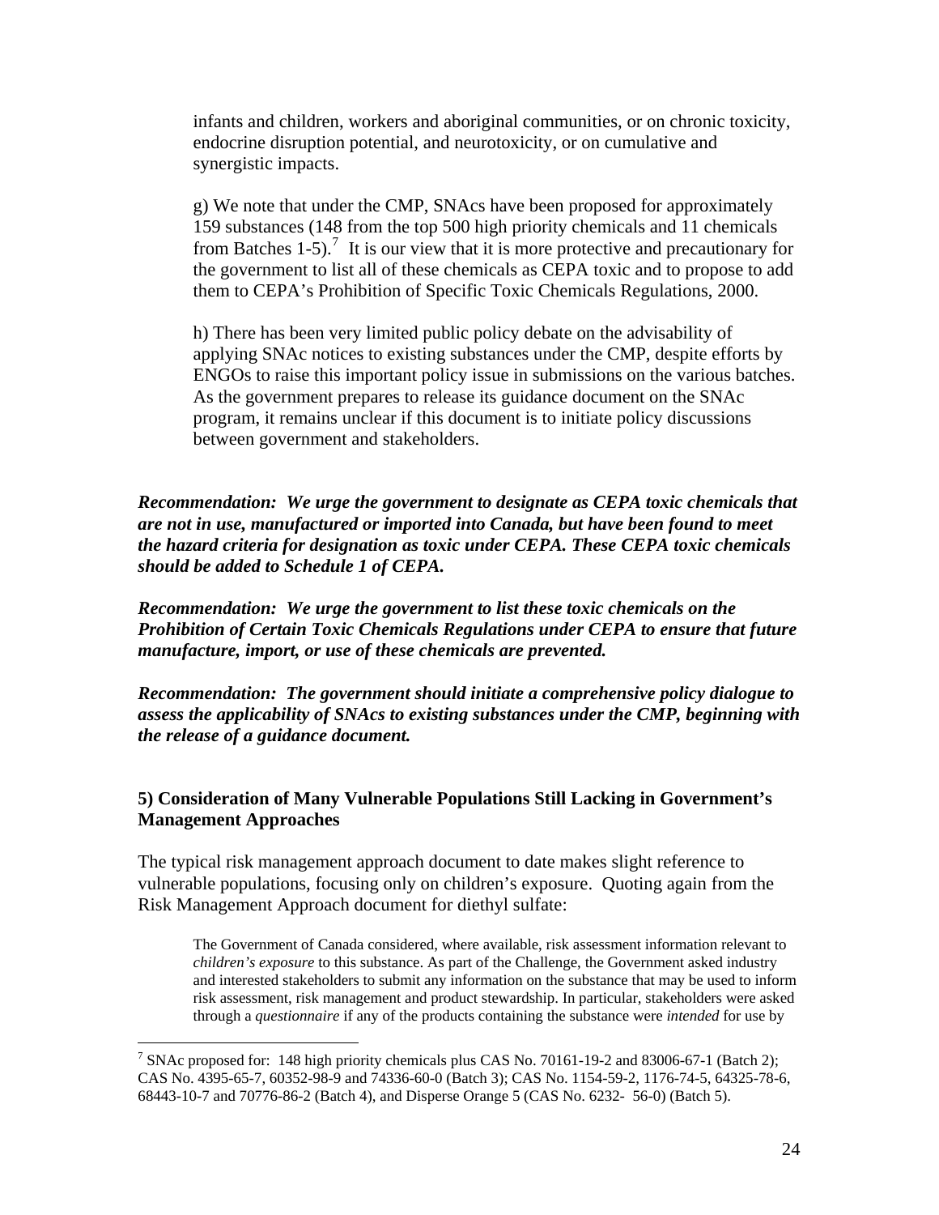infants and children, workers and aboriginal communities, or on chronic toxicity, endocrine disruption potential, and neurotoxicity, or on cumulative and synergistic impacts.

g) We note that under the CMP, SNAcs have been proposed for approximately 159 substances (148 from the top 500 high priority chemicals and 11 chemicals from Batches 1-5).[7] It is our view that it is more protective and precautionary for the government to list all of these chemicals as CEPA toxic and to propose to add them to CEPA's Prohibition of Specific Toxic Chemicals Regulations, 2000.

h) There has been very limited public policy debate on the advisability of applying SNAc notices to existing substances under the CMP, despite efforts by ENGOs to raise this important policy issue in submissions on the various batches. As the government prepares to release its guidance document on the SNAc program, it remains unclear if this document is to initiate policy discussions between government and stakeholders.

***Recommendation: We urge the government to designate as CEPA toxic chemicals that are not in use, manufactured or imported into Canada, but have been found to meet the hazard criteria for designation as toxic under CEPA. These CEPA toxic chemicals should be added to Schedule 1 of CEPA.***

***Recommendation: We urge the government to list these toxic chemicals on the Prohibition of Certain Toxic Chemicals Regulations under CEPA to ensure that future manufacture, import, or use of these chemicals are prevented.***

***Recommendation: The government should initiate a comprehensive policy dialogue to assess the applicability of SNAcs to existing substances under the CMP, beginning with the release of a guidance document.***

### 5) Consideration of Many Vulnerable Populations Still Lacking in Government's Management Approaches

The typical risk management approach document to date makes slight reference to vulnerable populations, focusing only on children's exposure. Quoting again from the Risk Management Approach document for diethyl sulfate:

> The Government of Canada considered, where available, risk assessment information relevant to *children's exposure* to this substance. As part of the Challenge, the Government asked industry and interested stakeholders to submit any information on the substance that may be used to inform risk assessment, risk management and product stewardship. In particular, stakeholders were asked through a *questionnaire* if any of the products containing the substance were *intended* for use by

---

[7] SNAc proposed for: 148 high priority chemicals plus CAS No. 70161-19-2 and 83006-67-1 (Batch 2); CAS No. 4395-65-7, 60352-98-9 and 74336-60-0 (Batch 3); CAS No. 1154-59-2, 1176-74-5, 64325-78-6, 68443-10-7 and 70776-86-2 (Batch 4), and Disperse Orange 5 (CAS No. 6232- 56-0) (Batch 5).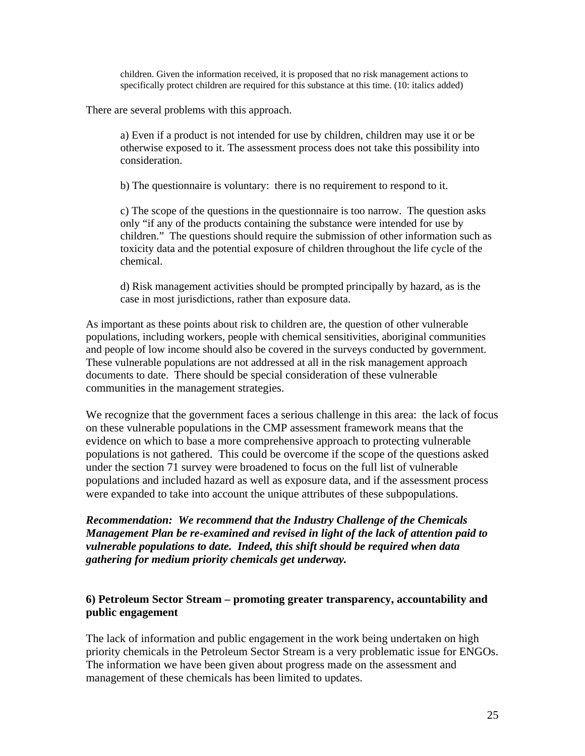> children. Given the information received, it is proposed that no risk management actions to specifically protect children are required for this substance at this time. (10: italics added)

There are several problems with this approach.

> a) Even if a product is not intended for use by children, children may use it or be otherwise exposed to it. The assessment process does not take this possibility into consideration.
>
> b) The questionnaire is voluntary: there is no requirement to respond to it.
>
> c) The scope of the questions in the questionnaire is too narrow. The question asks only "if any of the products containing the substance were intended for use by children." The questions should require the submission of other information such as toxicity data and the potential exposure of children throughout the life cycle of the chemical.
>
> d) Risk management activities should be prompted principally by hazard, as is the case in most jurisdictions, rather than exposure data.

As important as these points about risk to children are, the question of other vulnerable populations, including workers, people with chemical sensitivities, aboriginal communities and people of low income should also be covered in the surveys conducted by government. These vulnerable populations are not addressed at all in the risk management approach documents to date. There should be special consideration of these vulnerable communities in the management strategies.

We recognize that the government faces a serious challenge in this area: the lack of focus on these vulnerable populations in the CMP assessment framework means that the evidence on which to base a more comprehensive approach to protecting vulnerable populations is not gathered. This could be overcome if the scope of the questions asked under the section 71 survey were broadened to focus on the full list of vulnerable populations and included hazard as well as exposure data, and if the assessment process were expanded to take into account the unique attributes of these subpopulations.

***Recommendation: We recommend that the Industry Challenge of the Chemicals Management Plan be re-examined and revised in light of the lack of attention paid to vulnerable populations to date. Indeed, this shift should be required when data gathering for medium priority chemicals get underway.***

### 6) Petroleum Sector Stream – promoting greater transparency, accountability and public engagement

The lack of information and public engagement in the work being undertaken on high priority chemicals in the Petroleum Sector Stream is a very problematic issue for ENGOs. The information we have been given about progress made on the assessment and management of these chemicals has been limited to updates.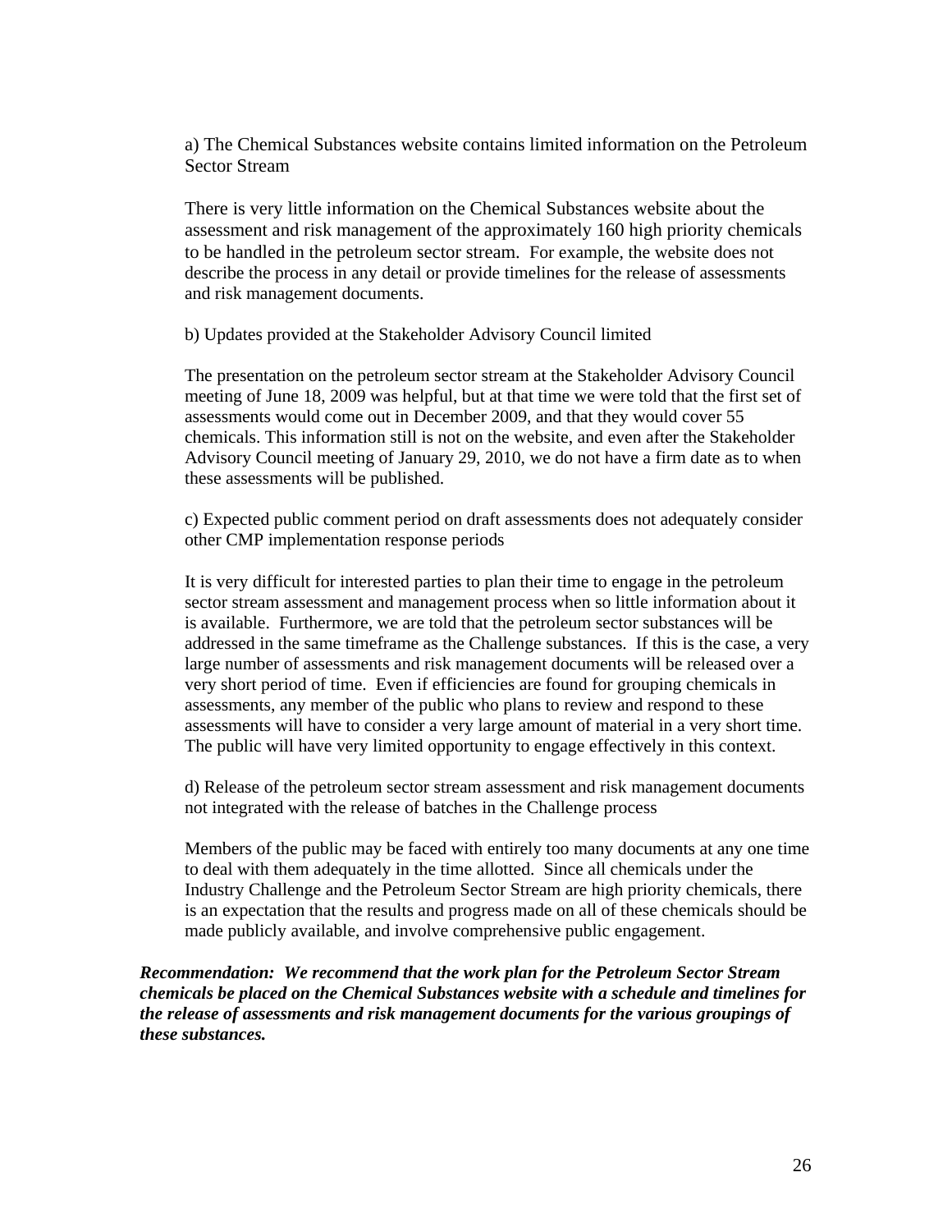a) The Chemical Substances website contains limited information on the Petroleum Sector Stream

There is very little information on the Chemical Substances website about the assessment and risk management of the approximately 160 high priority chemicals to be handled in the petroleum sector stream. For example, the website does not describe the process in any detail or provide timelines for the release of assessments and risk management documents.

b) Updates provided at the Stakeholder Advisory Council limited

The presentation on the petroleum sector stream at the Stakeholder Advisory Council meeting of June 18, 2009 was helpful, but at that time we were told that the first set of assessments would come out in December 2009, and that they would cover 55 chemicals. This information still is not on the website, and even after the Stakeholder Advisory Council meeting of January 29, 2010, we do not have a firm date as to when these assessments will be published.

c) Expected public comment period on draft assessments does not adequately consider other CMP implementation response periods

It is very difficult for interested parties to plan their time to engage in the petroleum sector stream assessment and management process when so little information about it is available. Furthermore, we are told that the petroleum sector substances will be addressed in the same timeframe as the Challenge substances. If this is the case, a very large number of assessments and risk management documents will be released over a very short period of time. Even if efficiencies are found for grouping chemicals in assessments, any member of the public who plans to review and respond to these assessments will have to consider a very large amount of material in a very short time. The public will have very limited opportunity to engage effectively in this context.

d) Release of the petroleum sector stream assessment and risk management documents not integrated with the release of batches in the Challenge process

Members of the public may be faced with entirely too many documents at any one time to deal with them adequately in the time allotted. Since all chemicals under the Industry Challenge and the Petroleum Sector Stream are high priority chemicals, there is an expectation that the results and progress made on all of these chemicals should be made publicly available, and involve comprehensive public engagement.

***Recommendation: We recommend that the work plan for the Petroleum Sector Stream chemicals be placed on the Chemical Substances website with a schedule and timelines for the release of assessments and risk management documents for the various groupings of these substances.***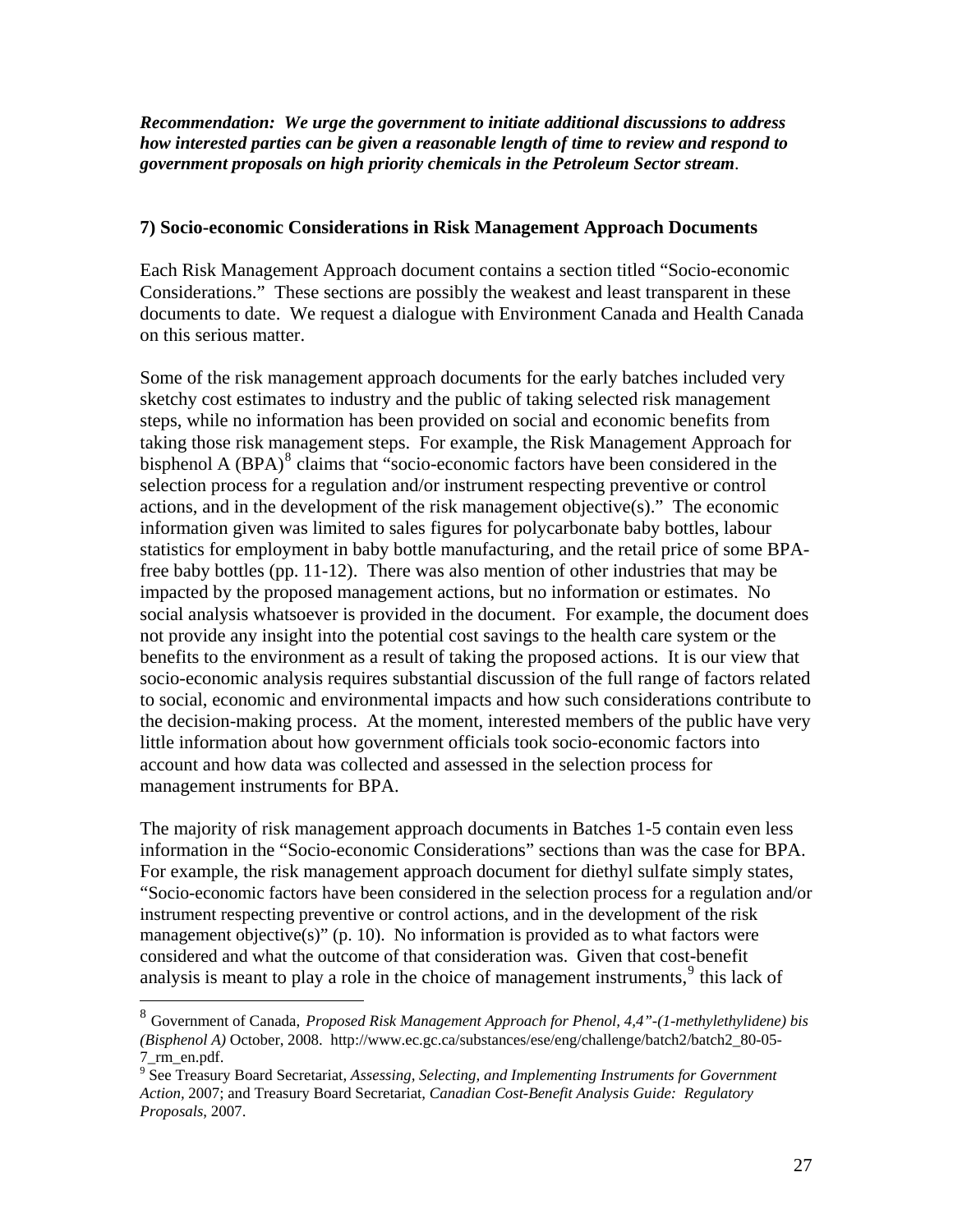***Recommendation: We urge the government to initiate additional discussions to address how interested parties can be given a reasonable length of time to review and respond to government proposals on high priority chemicals in the Petroleum Sector stream***.

### 7) Socio-economic Considerations in Risk Management Approach Documents

Each Risk Management Approach document contains a section titled "Socio-economic Considerations." These sections are possibly the weakest and least transparent in these documents to date. We request a dialogue with Environment Canada and Health Canada on this serious matter.

Some of the risk management approach documents for the early batches included very sketchy cost estimates to industry and the public of taking selected risk management steps, while no information has been provided on social and economic benefits from taking those risk management steps. For example, the Risk Management Approach for bisphenol A (BPA)[8] claims that "socio-economic factors have been considered in the selection process for a regulation and/or instrument respecting preventive or control actions, and in the development of the risk management objective(s)." The economic information given was limited to sales figures for polycarbonate baby bottles, labour statistics for employment in baby bottle manufacturing, and the retail price of some BPA-free baby bottles (pp. 11-12). There was also mention of other industries that may be impacted by the proposed management actions, but no information or estimates. No social analysis whatsoever is provided in the document. For example, the document does not provide any insight into the potential cost savings to the health care system or the benefits to the environment as a result of taking the proposed actions. It is our view that socio-economic analysis requires substantial discussion of the full range of factors related to social, economic and environmental impacts and how such considerations contribute to the decision-making process. At the moment, interested members of the public have very little information about how government officials took socio-economic factors into account and how data was collected and assessed in the selection process for management instruments for BPA.

The majority of risk management approach documents in Batches 1-5 contain even less information in the "Socio-economic Considerations" sections than was the case for BPA. For example, the risk management approach document for diethyl sulfate simply states, "Socio-economic factors have been considered in the selection process for a regulation and/or instrument respecting preventive or control actions, and in the development of the risk management objective(s)" (p. 10). No information is provided as to what factors were considered and what the outcome of that consideration was. Given that cost-benefit analysis is meant to play a role in the choice of management instruments,[9] this lack of

[8] Government of Canada, *Proposed Risk Management Approach for Phenol, 4,4"-(1-methylethylidene) bis (Bisphenol A)* October, 2008. http://www.ec.gc.ca/substances/ese/eng/challenge/batch2/batch2_80-05-7_rm_en.pdf.

[9] See Treasury Board Secretariat, *Assessing, Selecting, and Implementing Instruments for Government Action*, 2007; and Treasury Board Secretariat, *Canadian Cost-Benefit Analysis Guide: Regulatory Proposals*, 2007.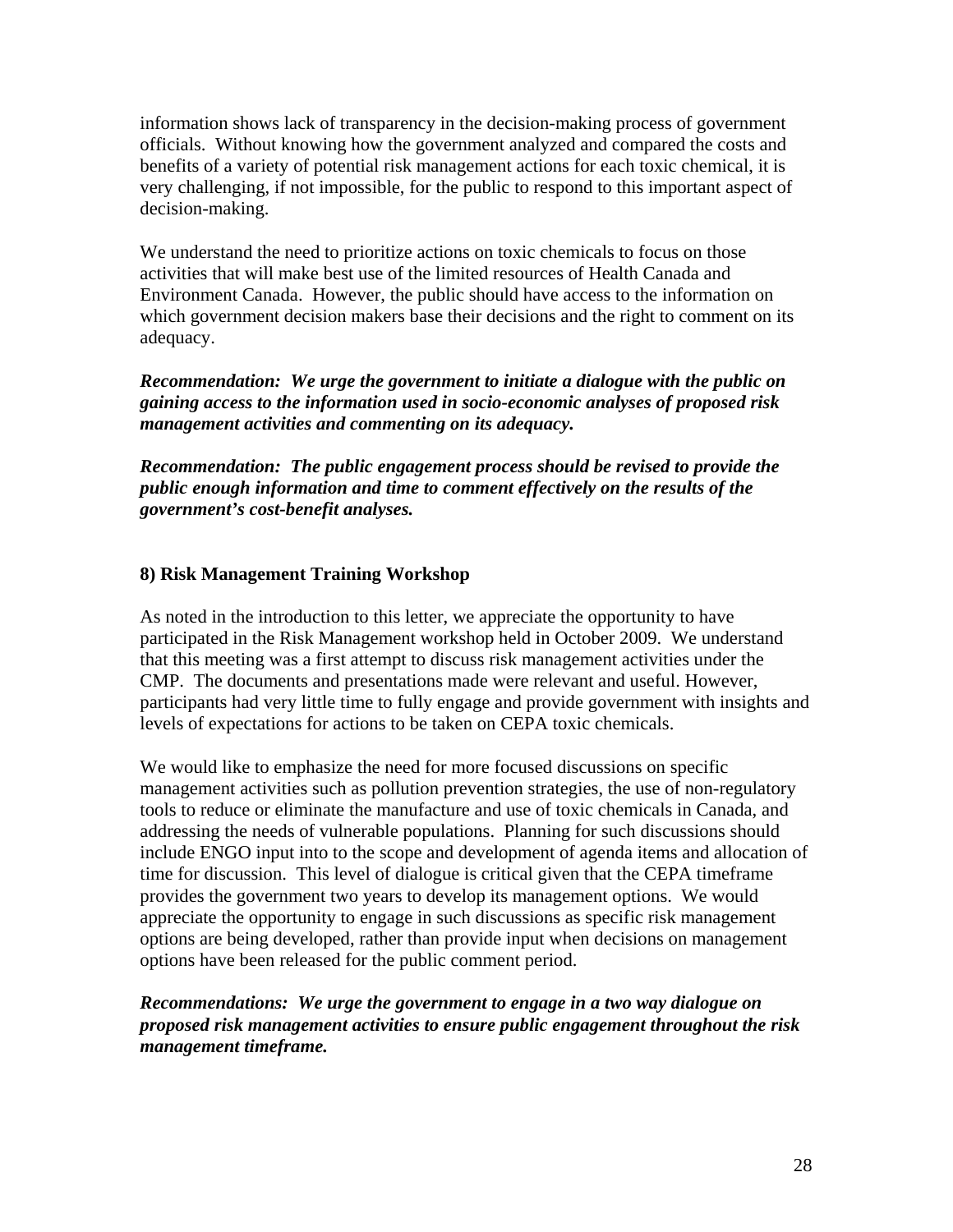information shows lack of transparency in the decision-making process of government officials. Without knowing how the government analyzed and compared the costs and benefits of a variety of potential risk management actions for each toxic chemical, it is very challenging, if not impossible, for the public to respond to this important aspect of decision-making.

We understand the need to prioritize actions on toxic chemicals to focus on those activities that will make best use of the limited resources of Health Canada and Environment Canada. However, the public should have access to the information on which government decision makers base their decisions and the right to comment on its adequacy.

***Recommendation: We urge the government to initiate a dialogue with the public on gaining access to the information used in socio-economic analyses of proposed risk management activities and commenting on its adequacy.***

***Recommendation: The public engagement process should be revised to provide the public enough information and time to comment effectively on the results of the government's cost-benefit analyses.***

### 8) Risk Management Training Workshop

As noted in the introduction to this letter, we appreciate the opportunity to have participated in the Risk Management workshop held in October 2009. We understand that this meeting was a first attempt to discuss risk management activities under the CMP. The documents and presentations made were relevant and useful. However, participants had very little time to fully engage and provide government with insights and levels of expectations for actions to be taken on CEPA toxic chemicals.

We would like to emphasize the need for more focused discussions on specific management activities such as pollution prevention strategies, the use of non-regulatory tools to reduce or eliminate the manufacture and use of toxic chemicals in Canada, and addressing the needs of vulnerable populations. Planning for such discussions should include ENGO input into to the scope and development of agenda items and allocation of time for discussion. This level of dialogue is critical given that the CEPA timeframe provides the government two years to develop its management options. We would appreciate the opportunity to engage in such discussions as specific risk management options are being developed, rather than provide input when decisions on management options have been released for the public comment period.

***Recommendations: We urge the government to engage in a two way dialogue on proposed risk management activities to ensure public engagement throughout the risk management timeframe.***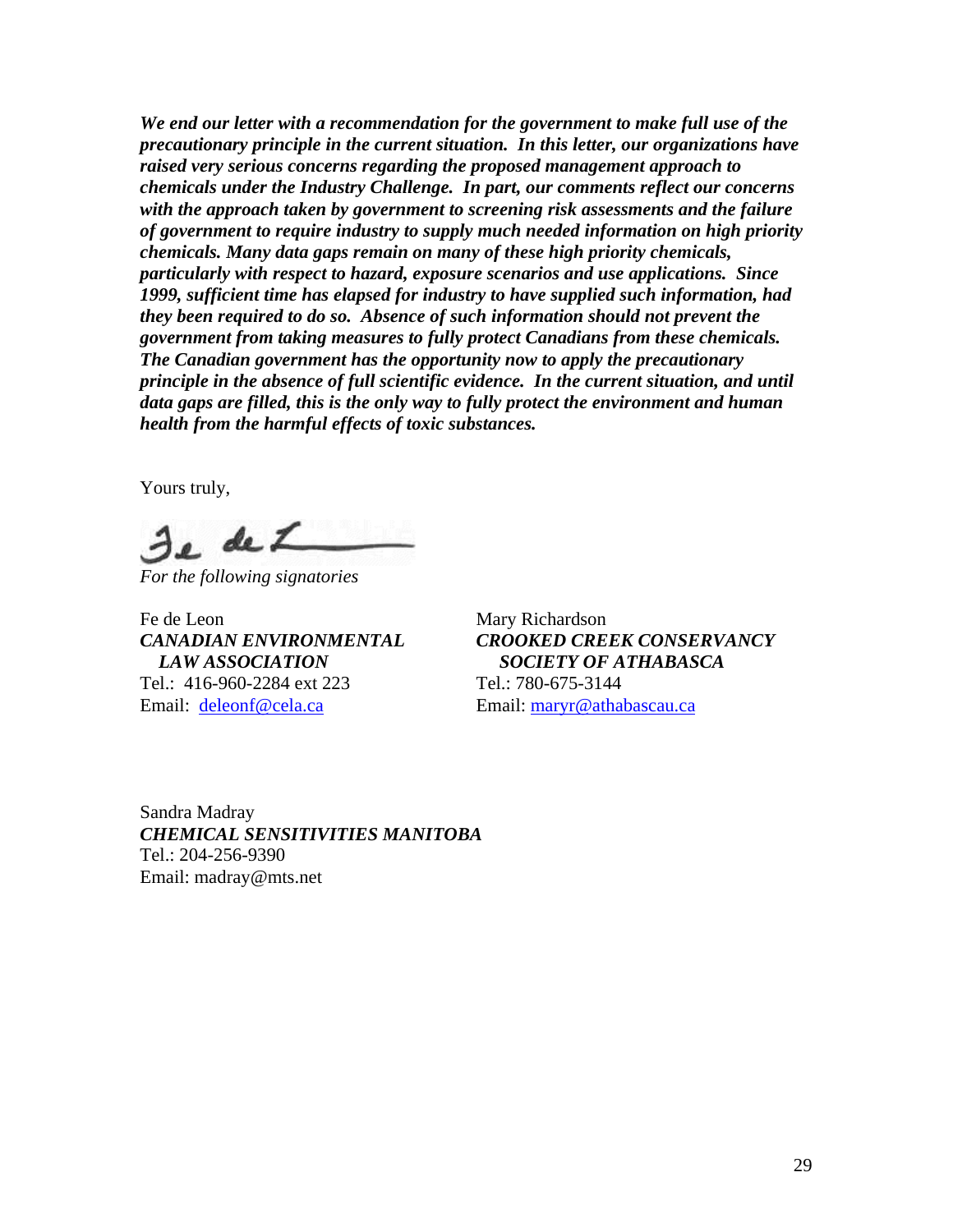***We end our letter with a recommendation for the government to make full use of the precautionary principle in the current situation. In this letter, our organizations have raised very serious concerns regarding the proposed management approach to chemicals under the Industry Challenge. In part, our comments reflect our concerns with the approach taken by government to screening risk assessments and the failure of government to require industry to supply much needed information on high priority chemicals. Many data gaps remain on many of these high priority chemicals, particularly with respect to hazard, exposure scenarios and use applications. Since 1999, sufficient time has elapsed for industry to have supplied such information, had they been required to do so. Absence of such information should not prevent the government from taking measures to fully protect Canadians from these chemicals. The Canadian government has the opportunity now to apply the precautionary principle in the absence of full scientific evidence. In the current situation, and until data gaps are filled, this is the only way to fully protect the environment and human health from the harmful effects of toxic substances.***

Yours truly,

*For the following signatories*

Fe de Leon
***CANADIAN ENVIRONMENTAL LAW ASSOCIATION***
Tel.: 416-960-2284 ext 223
Email: deleonf@cela.ca

Mary Richardson
***CROOKED CREEK CONSERVANCY SOCIETY OF ATHABASCA***
Tel.: 780-675-3144
Email: maryr@athabascau.ca

Sandra Madray
***CHEMICAL SENSITIVITIES MANITOBA***
Tel.: 204-256-9390
Email: madray@mts.net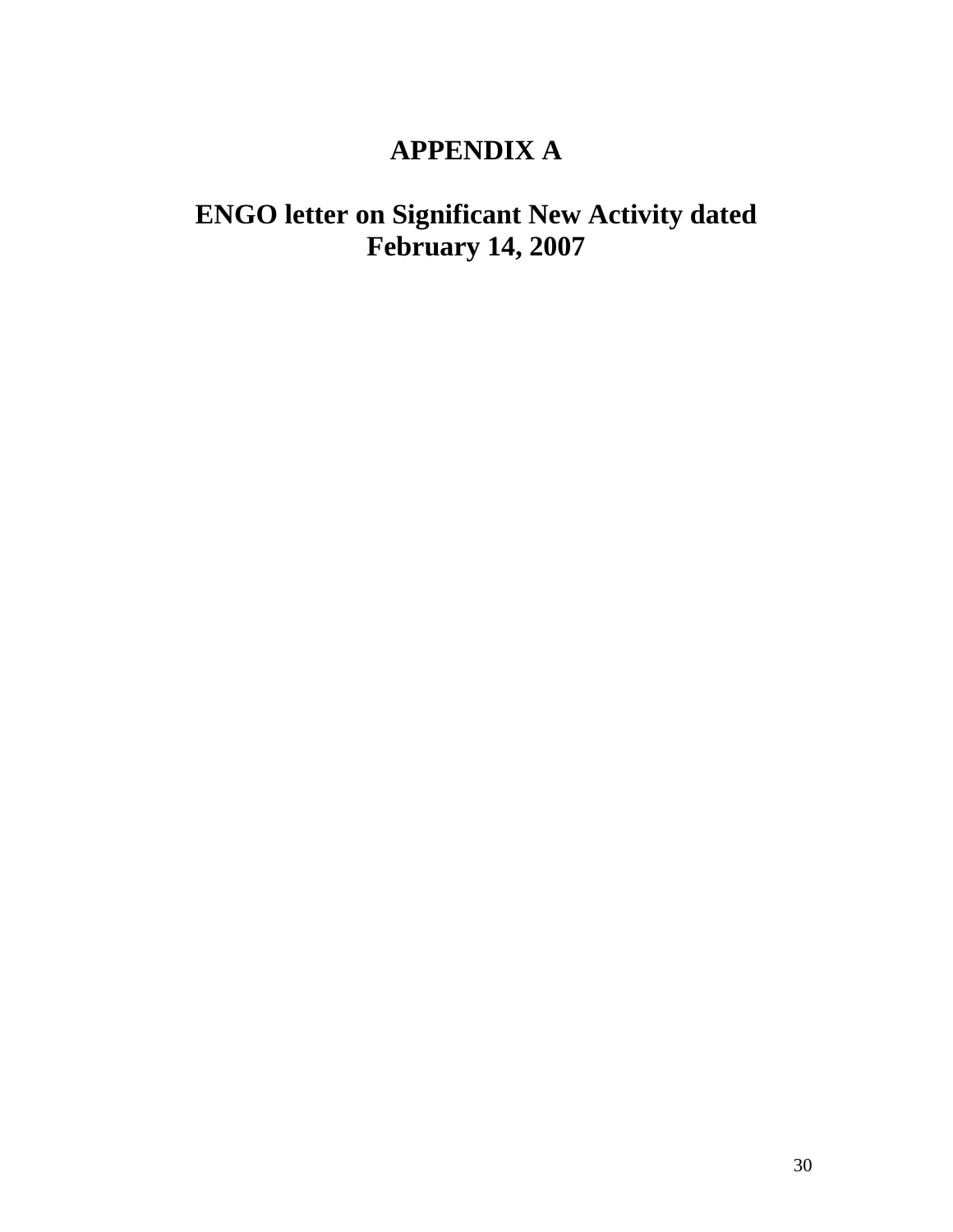# APPENDIX A

# ENGO letter on Significant New Activity dated February 14, 2007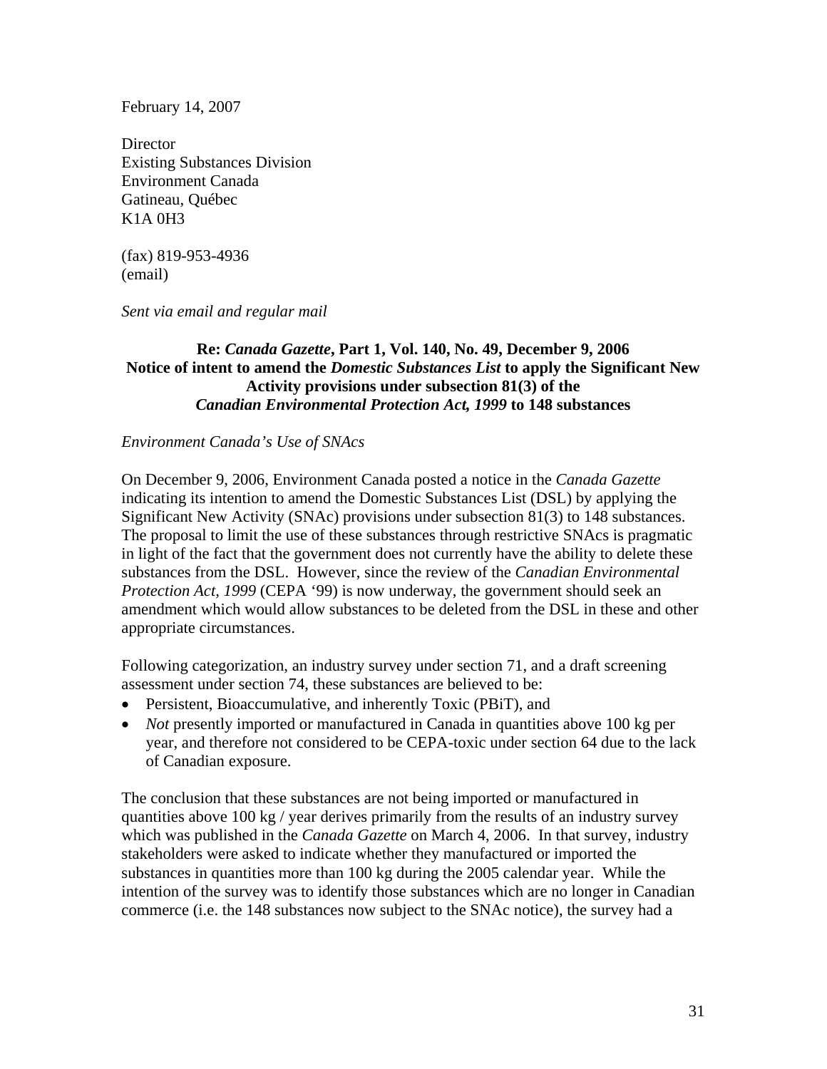February 14, 2007

Director
Existing Substances Division
Environment Canada
Gatineau, Québec
K1A 0H3

(fax) 819-953-4936
(email)

*Sent via email and regular mail*

**Re: *Canada Gazette*, Part 1, Vol. 140, No. 49, December 9, 2006**
**Notice of intent to amend the *Domestic Substances List* to apply the Significant New Activity provisions under subsection 81(3) of the *Canadian Environmental Protection Act, 1999* to 148 substances**

*Environment Canada's Use of SNAcs*

On December 9, 2006, Environment Canada posted a notice in the *Canada Gazette* indicating its intention to amend the Domestic Substances List (DSL) by applying the Significant New Activity (SNAc) provisions under subsection 81(3) to 148 substances. The proposal to limit the use of these substances through restrictive SNAcs is pragmatic in light of the fact that the government does not currently have the ability to delete these substances from the DSL. However, since the review of the *Canadian Environmental Protection Act, 1999* (CEPA '99) is now underway, the government should seek an amendment which would allow substances to be deleted from the DSL in these and other appropriate circumstances.

Following categorization, an industry survey under section 71, and a draft screening assessment under section 74, these substances are believed to be:

- Persistent, Bioaccumulative, and inherently Toxic (PBiT), and
- *Not* presently imported or manufactured in Canada in quantities above 100 kg per year, and therefore not considered to be CEPA-toxic under section 64 due to the lack of Canadian exposure.

The conclusion that these substances are not being imported or manufactured in quantities above 100 kg / year derives primarily from the results of an industry survey which was published in the *Canada Gazette* on March 4, 2006. In that survey, industry stakeholders were asked to indicate whether they manufactured or imported the substances in quantities more than 100 kg during the 2005 calendar year. While the intention of the survey was to identify those substances which are no longer in Canadian commerce (i.e. the 148 substances now subject to the SNAc notice), the survey had a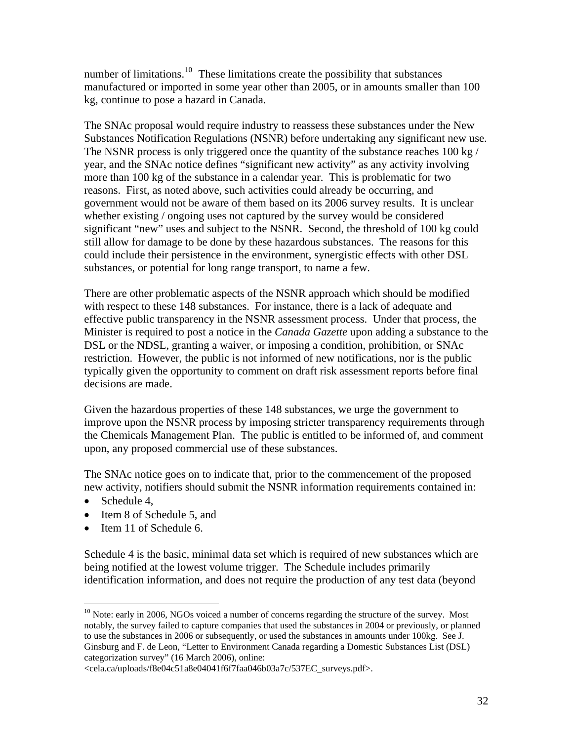number of limitations.[10] These limitations create the possibility that substances manufactured or imported in some year other than 2005, or in amounts smaller than 100 kg, continue to pose a hazard in Canada.

The SNAc proposal would require industry to reassess these substances under the New Substances Notification Regulations (NSNR) before undertaking any significant new use. The NSNR process is only triggered once the quantity of the substance reaches 100 kg / year, and the SNAc notice defines "significant new activity" as any activity involving more than 100 kg of the substance in a calendar year. This is problematic for two reasons. First, as noted above, such activities could already be occurring, and government would not be aware of them based on its 2006 survey results. It is unclear whether existing / ongoing uses not captured by the survey would be considered significant "new" uses and subject to the NSNR. Second, the threshold of 100 kg could still allow for damage to be done by these hazardous substances. The reasons for this could include their persistence in the environment, synergistic effects with other DSL substances, or potential for long range transport, to name a few.

There are other problematic aspects of the NSNR approach which should be modified with respect to these 148 substances. For instance, there is a lack of adequate and effective public transparency in the NSNR assessment process. Under that process, the Minister is required to post a notice in the *Canada Gazette* upon adding a substance to the DSL or the NDSL, granting a waiver, or imposing a condition, prohibition, or SNAc restriction. However, the public is not informed of new notifications, nor is the public typically given the opportunity to comment on draft risk assessment reports before final decisions are made.

Given the hazardous properties of these 148 substances, we urge the government to improve upon the NSNR process by imposing stricter transparency requirements through the Chemicals Management Plan. The public is entitled to be informed of, and comment upon, any proposed commercial use of these substances.

The SNAc notice goes on to indicate that, prior to the commencement of the proposed new activity, notifiers should submit the NSNR information requirements contained in:

- Schedule 4,
- Item 8 of Schedule 5, and
- Item 11 of Schedule 6.

Schedule 4 is the basic, minimal data set which is required of new substances which are being notified at the lowest volume trigger. The Schedule includes primarily identification information, and does not require the production of any test data (beyond

[10] Note: early in 2006, NGOs voiced a number of concerns regarding the structure of the survey. Most notably, the survey failed to capture companies that used the substances in 2004 or previously, or planned to use the substances in 2006 or subsequently, or used the substances in amounts under 100kg. See J. Ginsburg and F. de Leon, "Letter to Environment Canada regarding a Domestic Substances List (DSL) categorization survey" (16 March 2006), online: <cela.ca/uploads/f8e04c51a8e04041f6f7faa046b03a7c/537EC_surveys.pdf>.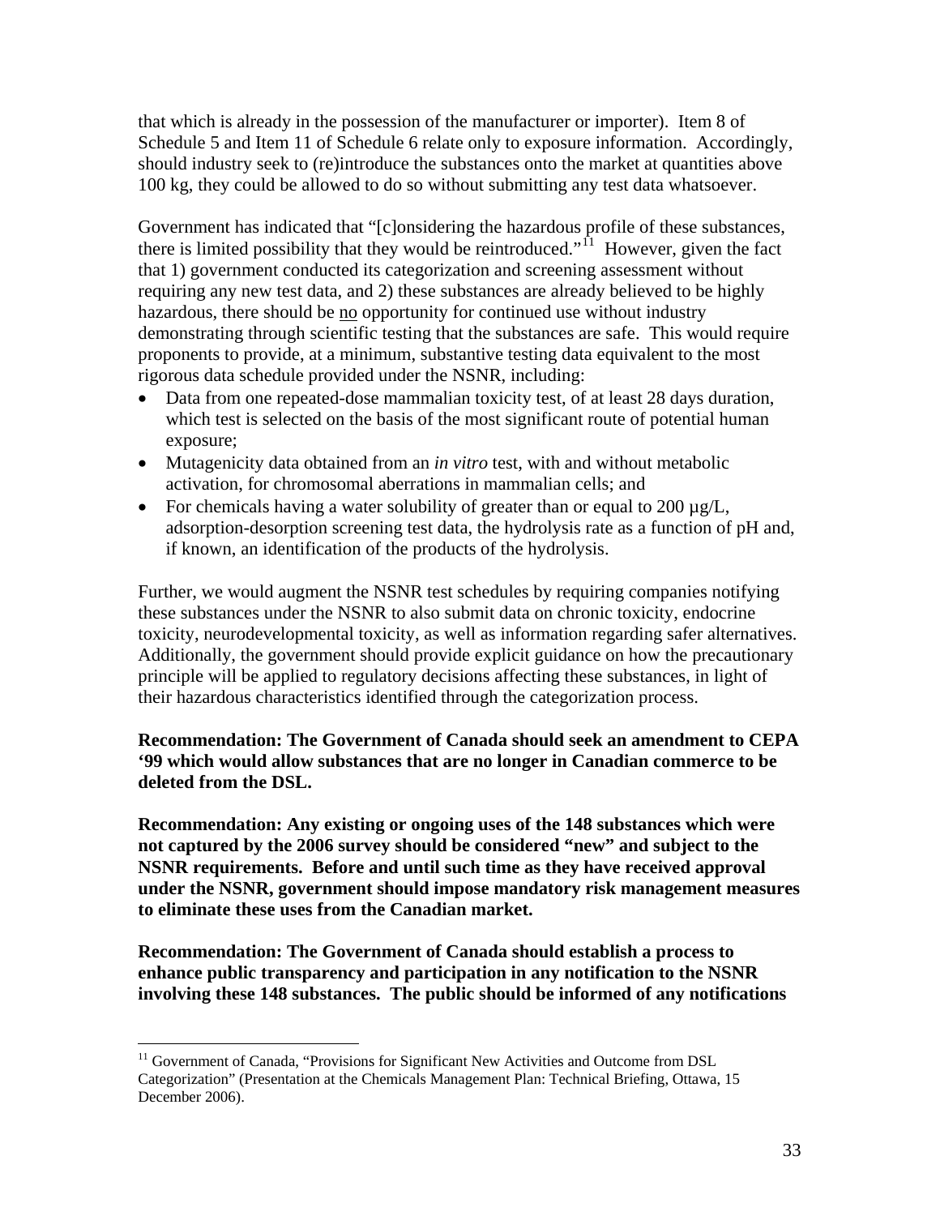that which is already in the possession of the manufacturer or importer). Item 8 of Schedule 5 and Item 11 of Schedule 6 relate only to exposure information. Accordingly, should industry seek to (re)introduce the substances onto the market at quantities above 100 kg, they could be allowed to do so without submitting any test data whatsoever.

Government has indicated that "[c]onsidering the hazardous profile of these substances, there is limited possibility that they would be reintroduced."[11] However, given the fact that 1) government conducted its categorization and screening assessment without requiring any new test data, and 2) these substances are already believed to be highly hazardous, there should be <u>no</u> opportunity for continued use without industry demonstrating through scientific testing that the substances are safe. This would require proponents to provide, at a minimum, substantive testing data equivalent to the most rigorous data schedule provided under the NSNR, including:

- Data from one repeated-dose mammalian toxicity test, of at least 28 days duration, which test is selected on the basis of the most significant route of potential human exposure;
- Mutagenicity data obtained from an *in vitro* test, with and without metabolic activation, for chromosomal aberrations in mammalian cells; and
- For chemicals having a water solubility of greater than or equal to 200 µg/L, adsorption-desorption screening test data, the hydrolysis rate as a function of pH and, if known, an identification of the products of the hydrolysis.

Further, we would augment the NSNR test schedules by requiring companies notifying these substances under the NSNR to also submit data on chronic toxicity, endocrine toxicity, neurodevelopmental toxicity, as well as information regarding safer alternatives. Additionally, the government should provide explicit guidance on how the precautionary principle will be applied to regulatory decisions affecting these substances, in light of their hazardous characteristics identified through the categorization process.

**Recommendation: The Government of Canada should seek an amendment to CEPA '99 which would allow substances that are no longer in Canadian commerce to be deleted from the DSL.**

**Recommendation: Any existing or ongoing uses of the 148 substances which were not captured by the 2006 survey should be considered "new" and subject to the NSNR requirements. Before and until such time as they have received approval under the NSNR, government should impose mandatory risk management measures to eliminate these uses from the Canadian market.**

**Recommendation: The Government of Canada should establish a process to enhance public transparency and participation in any notification to the NSNR involving these 148 substances. The public should be informed of any notifications**

[11] Government of Canada, "Provisions for Significant New Activities and Outcome from DSL Categorization" (Presentation at the Chemicals Management Plan: Technical Briefing, Ottawa, 15 December 2006).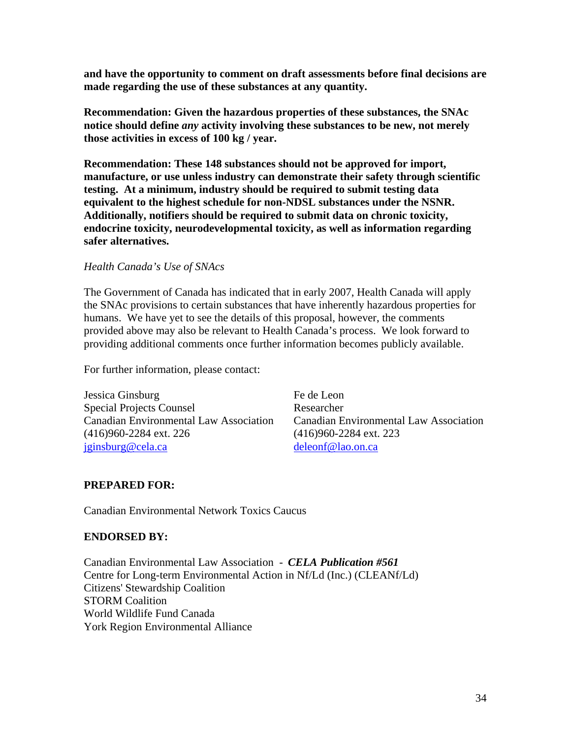**and have the opportunity to comment on draft assessments before final decisions are made regarding the use of these substances at any quantity.**

**Recommendation: Given the hazardous properties of these substances, the SNAc notice should define *any* activity involving these substances to be new, not merely those activities in excess of 100 kg / year.**

**Recommendation: These 148 substances should not be approved for import, manufacture, or use unless industry can demonstrate their safety through scientific testing. At a minimum, industry should be required to submit testing data equivalent to the highest schedule for non-NDSL substances under the NSNR. Additionally, notifiers should be required to submit data on chronic toxicity, endocrine toxicity, neurodevelopmental toxicity, as well as information regarding safer alternatives.**

*Health Canada's Use of SNAcs*

The Government of Canada has indicated that in early 2007, Health Canada will apply the SNAc provisions to certain substances that have inherently hazardous properties for humans. We have yet to see the details of this proposal, however, the comments provided above may also be relevant to Health Canada's process. We look forward to providing additional comments once further information becomes publicly available.

For further information, please contact:

Jessica Ginsburg
Special Projects Counsel
Canadian Environmental Law Association
(416)960-2284 ext. 226
jginsburg@cela.ca

Fe de Leon
Researcher
Canadian Environmental Law Association
(416)960-2284 ext. 223
deleonf@lao.on.ca

**PREPARED FOR:**

Canadian Environmental Network Toxics Caucus

**ENDORSED BY:**

Canadian Environmental Law Association - ***CELA Publication #561***
Centre for Long-term Environmental Action in Nf/Ld (Inc.) (CLEANf/Ld)
Citizens' Stewardship Coalition
STORM Coalition
World Wildlife Fund Canada
York Region Environmental Alliance